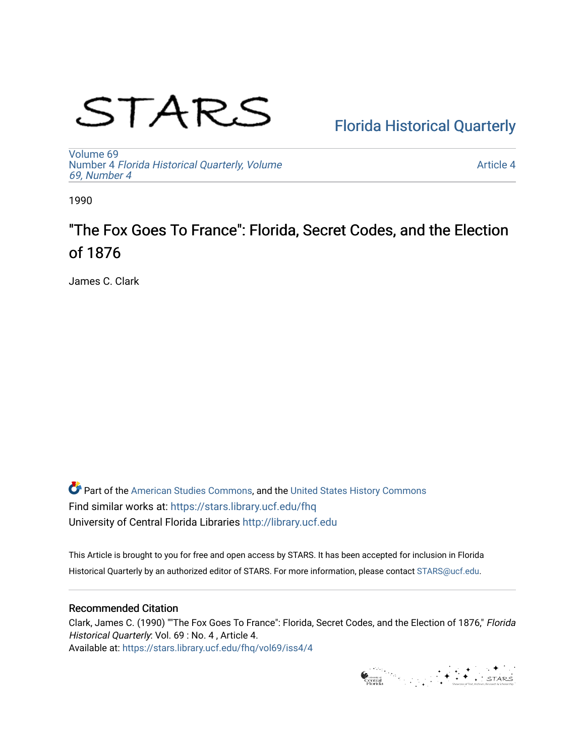# STARS

Florida Historical Quarterly

Volume 69
Number 4 *Florida Historical Quarterly, Volume 69, Number 4*

Article 4

1990

## "The Fox Goes To France": Florida, Secret Codes, and the Election of 1876

James C. Clark

Part of the American Studies Commons, and the United States History Commons
Find similar works at: https://stars.library.ucf.edu/fhq
University of Central Florida Libraries http://library.ucf.edu

This Article is brought to you for free and open access by STARS. It has been accepted for inclusion in Florida Historical Quarterly by an authorized editor of STARS. For more information, please contact STARS@ucf.edu.

### Recommended Citation

Clark, James C. (1990) ""The Fox Goes To France": Florida, Secret Codes, and the Election of 1876," *Florida Historical Quarterly*: Vol. 69 : No. 4 , Article 4.
Available at: https://stars.library.ucf.edu/fhq/vol69/iss4/4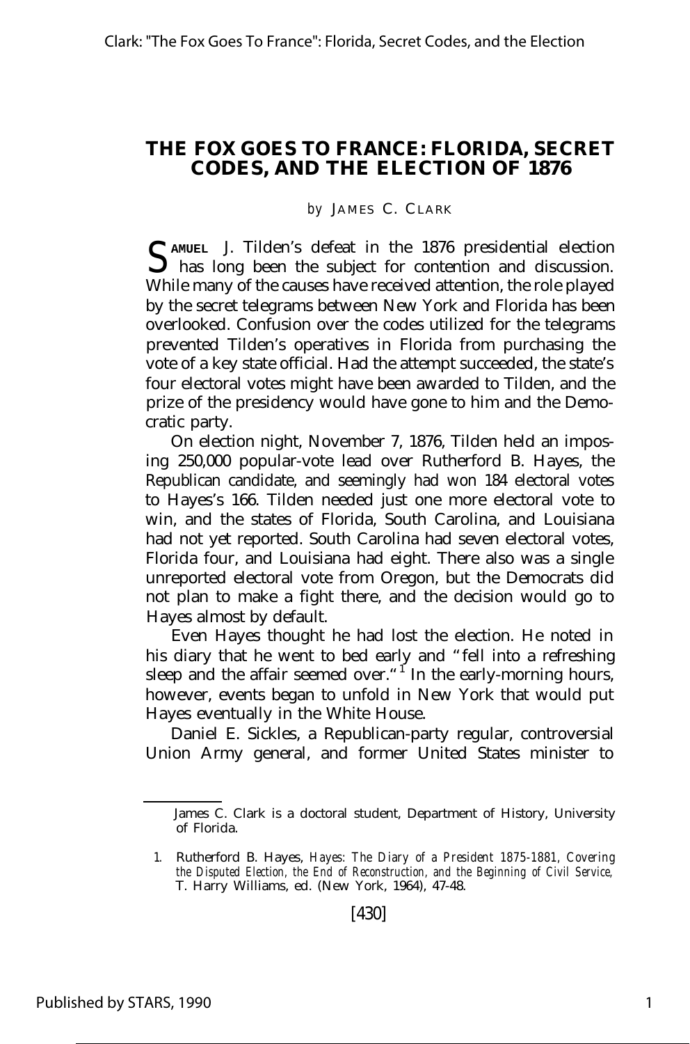# THE FOX GOES TO FRANCE: FLORIDA, SECRET CODES, AND THE ELECTION OF 1876

*by* JAMES C. CLARK

SAMUEL J. Tilden's defeat in the 1876 presidential election has long been the subject for contention and discussion. While many of the causes have received attention, the role played by the secret telegrams between New York and Florida has been overlooked. Confusion over the codes utilized for the telegrams prevented Tilden's operatives in Florida from purchasing the vote of a key state official. Had the attempt succeeded, the state's four electoral votes might have been awarded to Tilden, and the prize of the presidency would have gone to him and the Democratic party.

On election night, November 7, 1876, Tilden held an imposing 250,000 popular-vote lead over Rutherford B. Hayes, the Republican candidate, and seemingly had won 184 electoral votes to Hayes's 166. Tilden needed just one more electoral vote to win, and the states of Florida, South Carolina, and Louisiana had not yet reported. South Carolina had seven electoral votes, Florida four, and Louisiana had eight. There also was a single unreported electoral vote from Oregon, but the Democrats did not plan to make a fight there, and the decision would go to Hayes almost by default.

Even Hayes thought he had lost the election. He noted in his diary that he went to bed early and "fell into a refreshing sleep and the affair seemed over."[1] In the early-morning hours, however, events began to unfold in New York that would put Hayes eventually in the White House.

Daniel E. Sickles, a Republican-party regular, controversial Union Army general, and former United States minister to

---

James C. Clark is a doctoral student, Department of History, University of Florida.

1. Rutherford B. Hayes, *Hayes: The Diary of a President 1875-1881, Covering the Disputed Election, the End of Reconstruction, and the Beginning of Civil Service,* T. Harry Williams, ed. (New York, 1964), 47-48.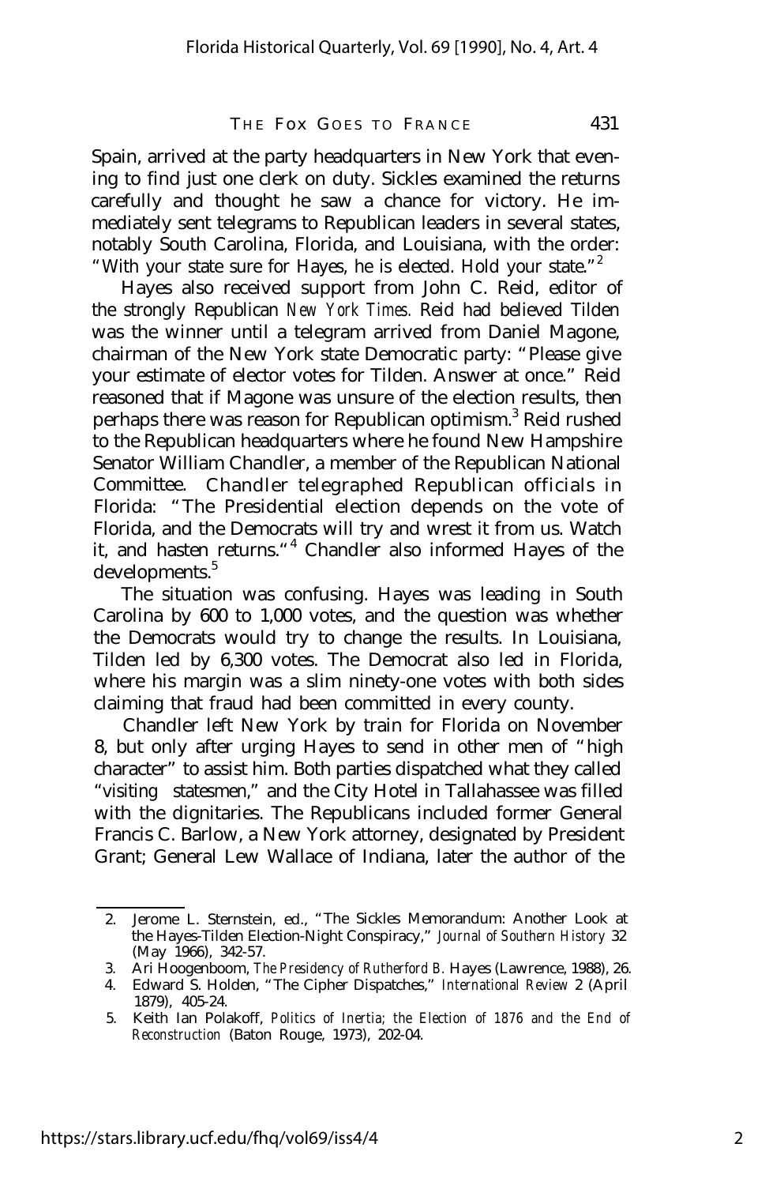Spain, arrived at the party headquarters in New York that evening to find just one clerk on duty. Sickles examined the returns carefully and thought he saw a chance for victory. He immediately sent telegrams to Republican leaders in several states, notably South Carolina, Florida, and Louisiana, with the order: "With your state sure for Hayes, he is elected. Hold your state."[2]

Hayes also received support from John C. Reid, editor of the strongly Republican *New York Times.* Reid had believed Tilden was the winner until a telegram arrived from Daniel Magone, chairman of the New York state Democratic party: "Please give your estimate of elector votes for Tilden. Answer at once." Reid reasoned that if Magone was unsure of the election results, then perhaps there was reason for Republican optimism.[3] Reid rushed to the Republican headquarters where he found New Hampshire Senator William Chandler, a member of the Republican National Committee. Chandler telegraphed Republican officials in Florida: "The Presidential election depends on the vote of Florida, and the Democrats will try and wrest it from us. Watch it, and hasten returns."[4] Chandler also informed Hayes of the developments.[5]

The situation was confusing. Hayes was leading in South Carolina by 600 to 1,000 votes, and the question was whether the Democrats would try to change the results. In Louisiana, Tilden led by 6,300 votes. The Democrat also led in Florida, where his margin was a slim ninety-one votes with both sides claiming that fraud had been committed in every county.

Chandler left New York by train for Florida on November 8, but only after urging Hayes to send in other men of "high character" to assist him. Both parties dispatched what they called "visiting statesmen," and the City Hotel in Tallahassee was filled with the dignitaries. The Republicans included former General Francis C. Barlow, a New York attorney, designated by President Grant; General Lew Wallace of Indiana, later the author of the

---

2. Jerome L. Sternstein, ed., "The Sickles Memorandum: Another Look at the Hayes-Tilden Election-Night Conspiracy," *Journal of Southern History* 32 (May 1966), 342-57.
3. Ari Hoogenboom, *The Presidency of Rutherford B.* Hayes (Lawrence, 1988), 26.
4. Edward S. Holden, "The Cipher Dispatches," *International Review* 2 (April 1879), 405-24.
5. Keith Ian Polakoff, *Politics of Inertia; the Election of 1876 and the End of Reconstruction* (Baton Rouge, 1973), 202-04.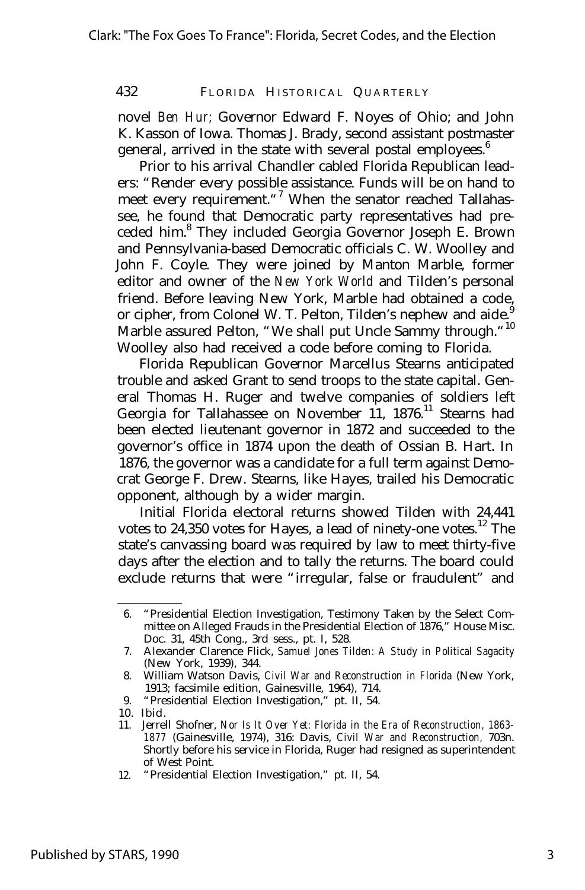novel *Ben Hur;* Governor Edward F. Noyes of Ohio; and John K. Kasson of Iowa. Thomas J. Brady, second assistant postmaster general, arrived in the state with several postal employees.[6]

Prior to his arrival Chandler cabled Florida Republican leaders: "Render every possible assistance. Funds will be on hand to meet every requirement."[7] When the senator reached Tallahassee, he found that Democratic party representatives had preceded him.[8] They included Georgia Governor Joseph E. Brown and Pennsylvania-based Democratic officials C. W. Woolley and John F. Coyle. They were joined by Manton Marble, former editor and owner of the *New York World* and Tilden's personal friend. Before leaving New York, Marble had obtained a code, or cipher, from Colonel W. T. Pelton, Tilden's nephew and aide.[9] Marble assured Pelton, "We shall put Uncle Sammy through."[10] Woolley also had received a code before coming to Florida.

Florida Republican Governor Marcellus Stearns anticipated trouble and asked Grant to send troops to the state capital. General Thomas H. Ruger and twelve companies of soldiers left Georgia for Tallahassee on November 11, 1876.[11] Stearns had been elected lieutenant governor in 1872 and succeeded to the governor's office in 1874 upon the death of Ossian B. Hart. In 1876, the governor was a candidate for a full term against Democrat George F. Drew. Stearns, like Hayes, trailed his Democratic opponent, although by a wider margin.

Initial Florida electoral returns showed Tilden with 24,441 votes to 24,350 votes for Hayes, a lead of ninety-one votes.[12] The state's canvassing board was required by law to meet thirty-five days after the election and to tally the returns. The board could exclude returns that were "irregular, false or fraudulent" and

---

6. "Presidential Election Investigation, Testimony Taken by the Select Committee on Alleged Frauds in the Presidential Election of 1876," House Misc. Doc. 31, 45th Cong., 3rd sess., pt. I, 528.
7. Alexander Clarence Flick, *Samuel Jones Tilden: A Study in Political Sagacity* (New York, 1939), 344.
8. William Watson Davis, *Civil War and Reconstruction in Florida* (New York, 1913; facsimile edition, Gainesville, 1964), 714.
9. "Presidential Election Investigation," pt. II, 54.
10. Ibid.
11. Jerrell Shofner, *Nor Is It Over Yet: Florida in the Era of Reconstruction, 1863-1877* (Gainesville, 1974), 316: Davis, *Civil War and Reconstruction,* 703n. Shortly before his service in Florida, Ruger had resigned as superintendent of West Point.
12. "Presidential Election Investigation," pt. II, 54.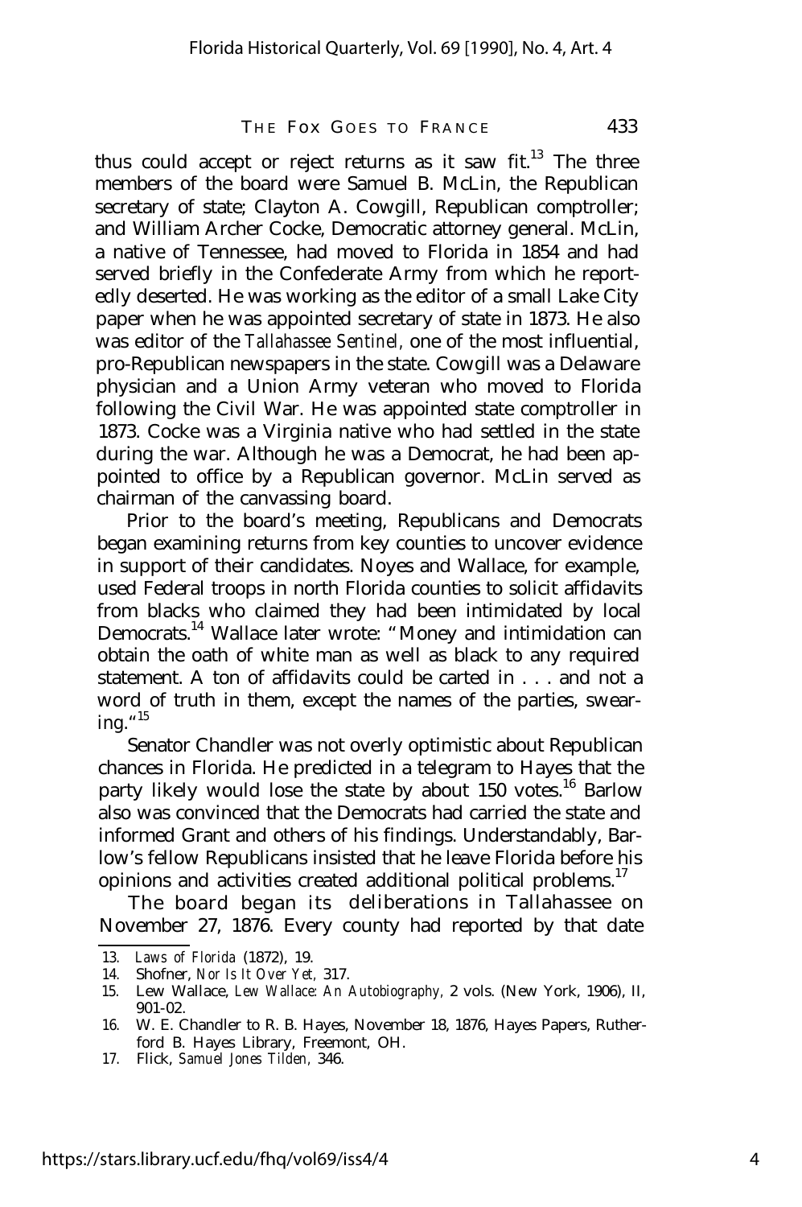thus could accept or reject returns as it saw fit.[13] The three members of the board were Samuel B. McLin, the Republican secretary of state; Clayton A. Cowgill, Republican comptroller; and William Archer Cocke, Democratic attorney general. McLin, a native of Tennessee, had moved to Florida in 1854 and had served briefly in the Confederate Army from which he reportedly deserted. He was working as the editor of a small Lake City paper when he was appointed secretary of state in 1873. He also was editor of the *Tallahassee Sentinel,* one of the most influential, pro-Republican newspapers in the state. Cowgill was a Delaware physician and a Union Army veteran who moved to Florida following the Civil War. He was appointed state comptroller in 1873. Cocke was a Virginia native who had settled in the state during the war. Although he was a Democrat, he had been appointed to office by a Republican governor. McLin served as chairman of the canvassing board.

Prior to the board's meeting, Republicans and Democrats began examining returns from key counties to uncover evidence in support of their candidates. Noyes and Wallace, for example, used Federal troops in north Florida counties to solicit affidavits from blacks who claimed they had been intimidated by local Democrats.[14] Wallace later wrote: "Money and intimidation can obtain the oath of white man as well as black to any required statement. A ton of affidavits could be carted in . . . and not a word of truth in them, except the names of the parties, swearing."[15]

Senator Chandler was not overly optimistic about Republican chances in Florida. He predicted in a telegram to Hayes that the party likely would lose the state by about 150 votes.[16] Barlow also was convinced that the Democrats had carried the state and informed Grant and others of his findings. Understandably, Barlow's fellow Republicans insisted that he leave Florida before his opinions and activities created additional political problems.[17]

The board began its deliberations in Tallahassee on November 27, 1876. Every county had reported by that date

---

13. *Laws of Florida* (1872), 19.
14. Shofner, *Nor Is It Over Yet,* 317.
15. Lew Wallace, *Lew Wallace: An Autobiography,* 2 vols. (New York, 1906), II, 901-02.
16. W. E. Chandler to R. B. Hayes, November 18, 1876, Hayes Papers, Rutherford B. Hayes Library, Freemont, OH.
17. Flick, *Samuel Jones Tilden,* 346.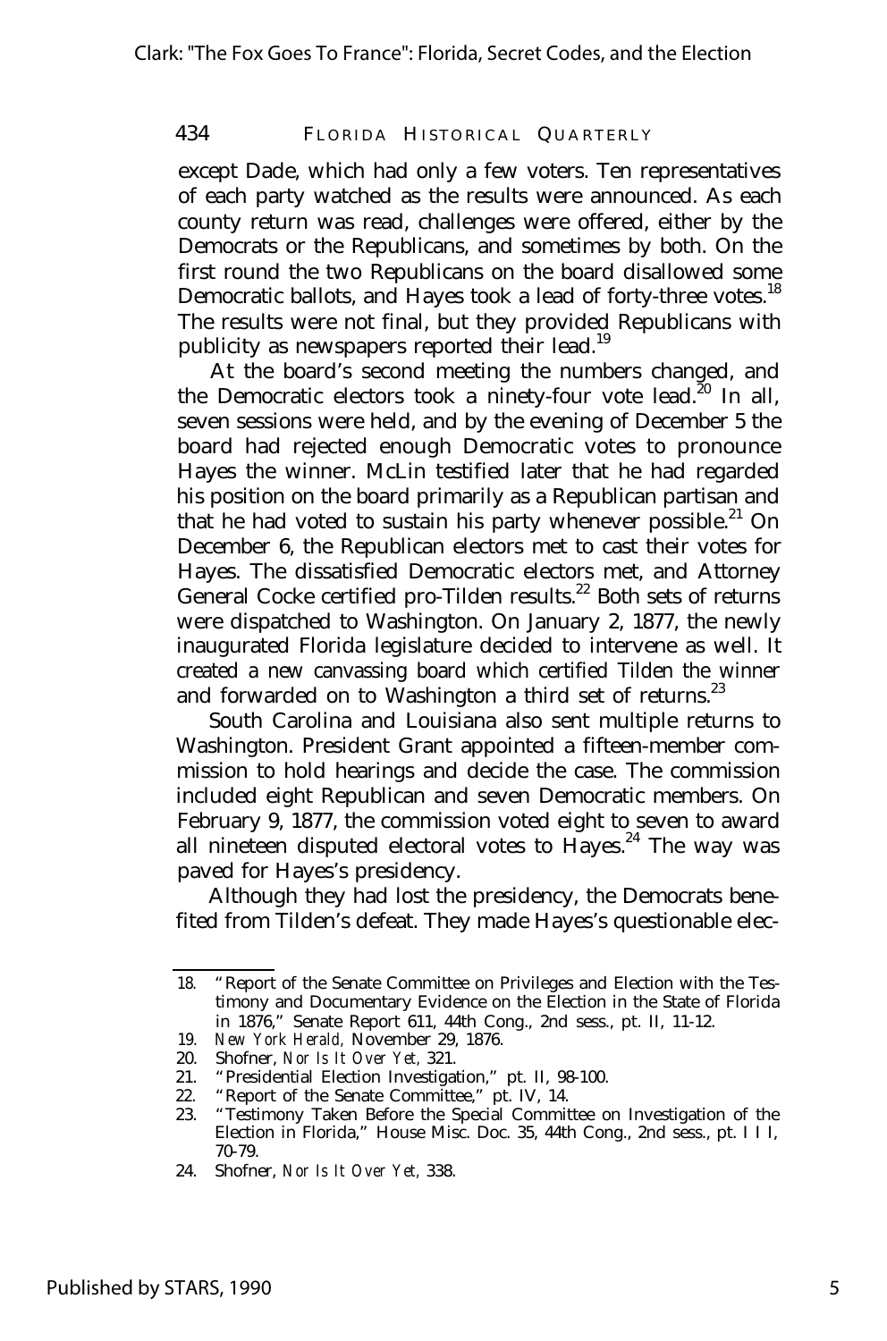except Dade, which had only a few voters. Ten representatives of each party watched as the results were announced. As each county return was read, challenges were offered, either by the Democrats or the Republicans, and sometimes by both. On the first round the two Republicans on the board disallowed some Democratic ballots, and Hayes took a lead of forty-three votes.[18] The results were not final, but they provided Republicans with publicity as newspapers reported their lead.[19]

At the board's second meeting the numbers changed, and the Democratic electors took a ninety-four vote lead.[20] In all, seven sessions were held, and by the evening of December 5 the board had rejected enough Democratic votes to pronounce Hayes the winner. McLin testified later that he had regarded his position on the board primarily as a Republican partisan and that he had voted to sustain his party whenever possible.[21] On December 6, the Republican electors met to cast their votes for Hayes. The dissatisfied Democratic electors met, and Attorney General Cocke certified pro-Tilden results.[22] Both sets of returns were dispatched to Washington. On January 2, 1877, the newly inaugurated Florida legislature decided to intervene as well. It created a new canvassing board which certified Tilden the winner and forwarded on to Washington a third set of returns.[23]

South Carolina and Louisiana also sent multiple returns to Washington. President Grant appointed a fifteen-member commission to hold hearings and decide the case. The commission included eight Republican and seven Democratic members. On February 9, 1877, the commission voted eight to seven to award all nineteen disputed electoral votes to Hayes.[24] The way was paved for Hayes's presidency.

Although they had lost the presidency, the Democrats benefited from Tilden's defeat. They made Hayes's questionable elec-

---

18. "Report of the Senate Committee on Privileges and Election with the Testimony and Documentary Evidence on the Election in the State of Florida in 1876," Senate Report 611, 44th Cong., 2nd sess., pt. II, 11-12.
19. *New York Herald,* November 29, 1876.
20. Shofner, *Nor Is It Over Yet,* 321.
21. "Presidential Election Investigation," pt. II, 98-100.
22. "Report of the Senate Committee," pt. IV, 14.
23. "Testimony Taken Before the Special Committee on Investigation of the Election in Florida," House Misc. Doc. 35, 44th Cong., 2nd sess., pt. I I I, 70-79.
24. Shofner, *Nor Is It Over Yet,* 338.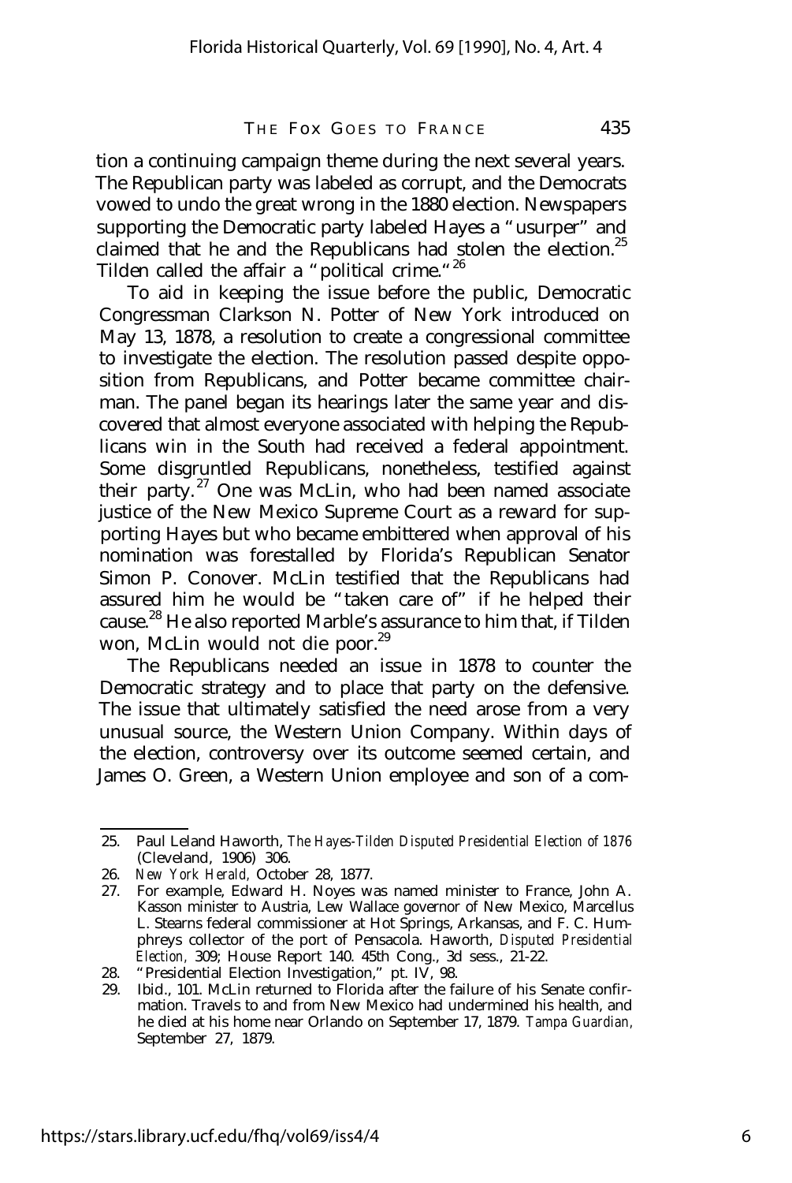tion a continuing campaign theme during the next several years. The Republican party was labeled as corrupt, and the Democrats vowed to undo the great wrong in the 1880 election. Newspapers supporting the Democratic party labeled Hayes a "usurper" and claimed that he and the Republicans had stolen the election.[25] Tilden called the affair a "political crime."[26]

To aid in keeping the issue before the public, Democratic Congressman Clarkson N. Potter of New York introduced on May 13, 1878, a resolution to create a congressional committee to investigate the election. The resolution passed despite opposition from Republicans, and Potter became committee chairman. The panel began its hearings later the same year and discovered that almost everyone associated with helping the Republicans win in the South had received a federal appointment. Some disgruntled Republicans, nonetheless, testified against their party.[27] One was McLin, who had been named associate justice of the New Mexico Supreme Court as a reward for supporting Hayes but who became embittered when approval of his nomination was forestalled by Florida's Republican Senator Simon P. Conover. McLin testified that the Republicans had assured him he would be "taken care of" if he helped their cause.[28] He also reported Marble's assurance to him that, if Tilden won, McLin would not die poor.[29]

The Republicans needed an issue in 1878 to counter the Democratic strategy and to place that party on the defensive. The issue that ultimately satisfied the need arose from a very unusual source, the Western Union Company. Within days of the election, controversy over its outcome seemed certain, and James O. Green, a Western Union employee and son of a com-

---

25. Paul Leland Haworth, *The Hayes-Tilden Disputed Presidential Election of 1876* (Cleveland, 1906) 306.
26. *New York Herald,* October 28, 1877.
27. For example, Edward H. Noyes was named minister to France, John A. Kasson minister to Austria, Lew Wallace governor of New Mexico, Marcellus L. Stearns federal commissioner at Hot Springs, Arkansas, and F. C. Humphreys collector of the port of Pensacola. Haworth, *Disputed Presidential Election,* 309; House Report 140. 45th Cong., 3d sess., 21-22.
28. "Presidential Election Investigation," pt. IV, 98.
29. Ibid., 101. McLin returned to Florida after the failure of his Senate confirmation. Travels to and from New Mexico had undermined his health, and he died at his home near Orlando on September 17, 1879. *Tampa Guardian,* September 27, 1879.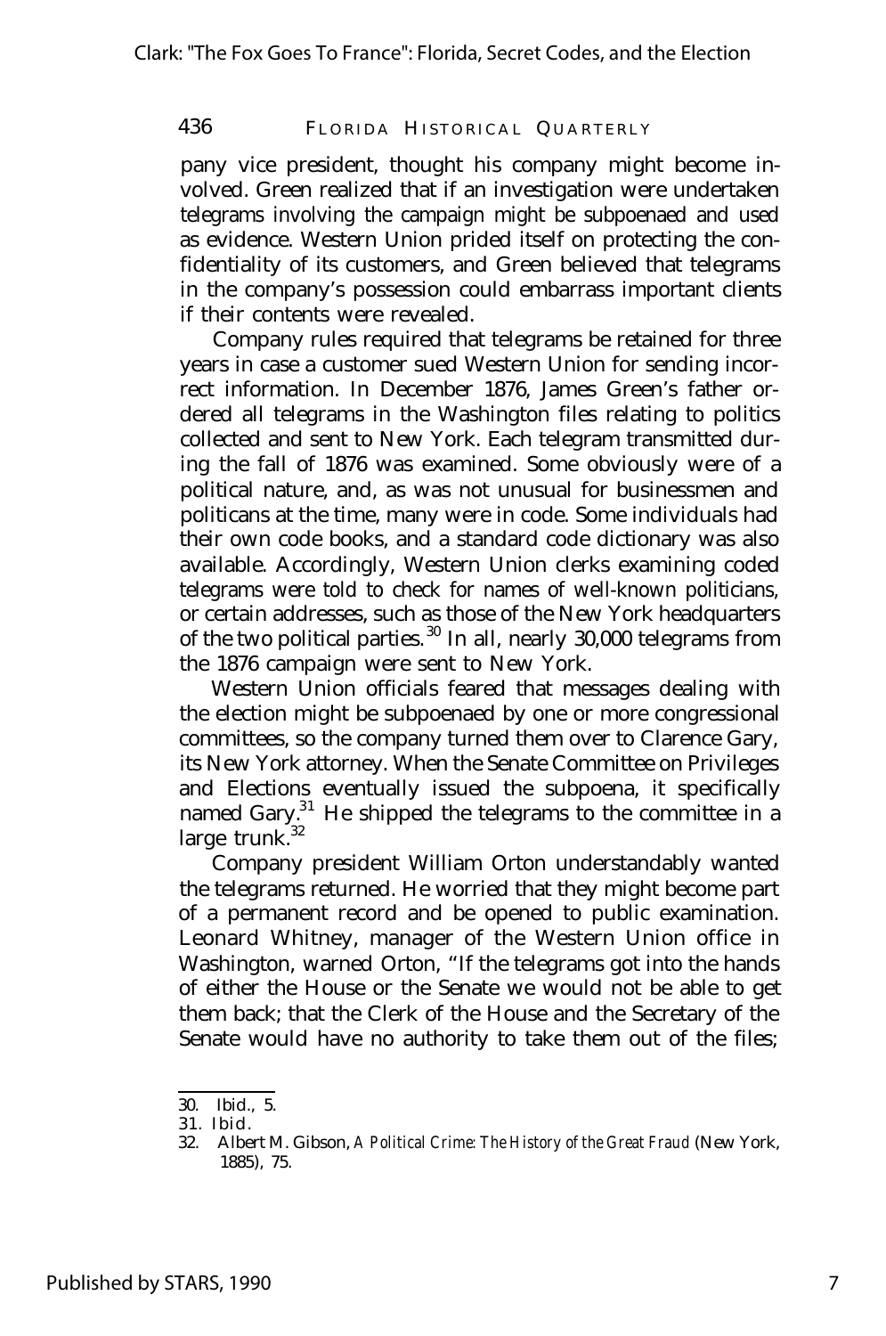pany vice president, thought his company might become involved. Green realized that if an investigation were undertaken telegrams involving the campaign might be subpoenaed and used as evidence. Western Union prided itself on protecting the confidentiality of its customers, and Green believed that telegrams in the company's possession could embarrass important clients if their contents were revealed.

Company rules required that telegrams be retained for three years in case a customer sued Western Union for sending incorrect information. In December 1876, James Green's father ordered all telegrams in the Washington files relating to politics collected and sent to New York. Each telegram transmitted during the fall of 1876 was examined. Some obviously were of a political nature, and, as was not unusual for businessmen and politicans at the time, many were in code. Some individuals had their own code books, and a standard code dictionary was also available. Accordingly, Western Union clerks examining coded telegrams were told to check for names of well-known politicians, or certain addresses, such as those of the New York headquarters of the two political parties.[30] In all, nearly 30,000 telegrams from the 1876 campaign were sent to New York.

Western Union officials feared that messages dealing with the election might be subpoenaed by one or more congressional committees, so the company turned them over to Clarence Gary, its New York attorney. When the Senate Committee on Privileges and Elections eventually issued the subpoena, it specifically named Gary.[31] He shipped the telegrams to the committee in a large trunk.[32]

Company president William Orton understandably wanted the telegrams returned. He worried that they might become part of a permanent record and be opened to public examination. Leonard Whitney, manager of the Western Union office in Washington, warned Orton, "If the telegrams got into the hands of either the House or the Senate we would not be able to get them back; that the Clerk of the House and the Secretary of the Senate would have no authority to take them out of the files;

---

30. Ibid., 5.
31. Ibid.
32. Albert M. Gibson, *A Political Crime: The History of the Great Fraud* (New York, 1885), 75.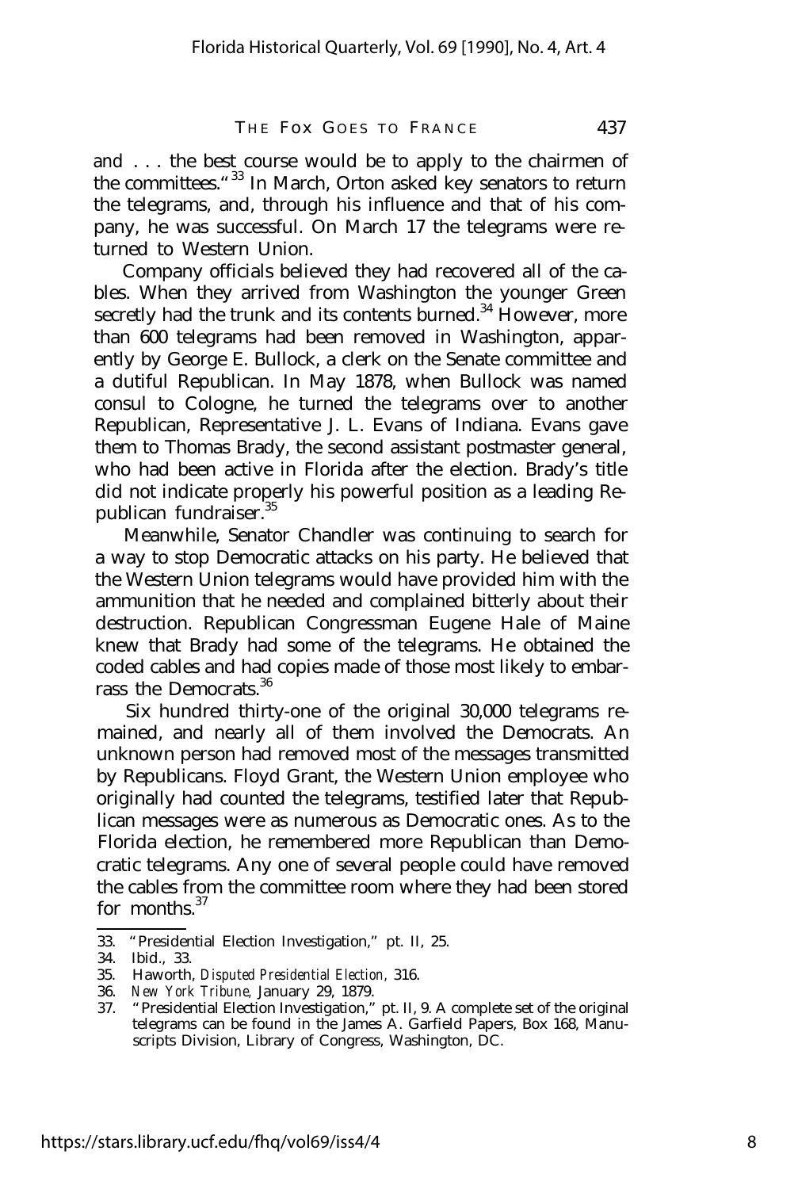and . . . the best course would be to apply to the chairmen of the committees."[33] In March, Orton asked key senators to return the telegrams, and, through his influence and that of his company, he was successful. On March 17 the telegrams were returned to Western Union.

Company officials believed they had recovered all of the cables. When they arrived from Washington the younger Green secretly had the trunk and its contents burned.[34] However, more than 600 telegrams had been removed in Washington, apparently by George E. Bullock, a clerk on the Senate committee and a dutiful Republican. In May 1878, when Bullock was named consul to Cologne, he turned the telegrams over to another Republican, Representative J. L. Evans of Indiana. Evans gave them to Thomas Brady, the second assistant postmaster general, who had been active in Florida after the election. Brady's title did not indicate properly his powerful position as a leading Republican fundraiser.[35]

Meanwhile, Senator Chandler was continuing to search for a way to stop Democratic attacks on his party. He believed that the Western Union telegrams would have provided him with the ammunition that he needed and complained bitterly about their destruction. Republican Congressman Eugene Hale of Maine knew that Brady had some of the telegrams. He obtained the coded cables and had copies made of those most likely to embarrass the Democrats.[36]

Six hundred thirty-one of the original 30,000 telegrams remained, and nearly all of them involved the Democrats. An unknown person had removed most of the messages transmitted by Republicans. Floyd Grant, the Western Union employee who originally had counted the telegrams, testified later that Republican messages were as numerous as Democratic ones. As to the Florida election, he remembered more Republican than Democratic telegrams. Any one of several people could have removed the cables from the committee room where they had been stored for months.[37]

---

33. "Presidential Election Investigation," pt. II, 25.
34. Ibid., 33.
35. Haworth, *Disputed Presidential Election,* 316.
36. *New York Tribune,* January 29, 1879.
37. "Presidential Election Investigation," pt. II, 9. A complete set of the original telegrams can be found in the James A. Garfield Papers, Box 168, Manuscripts Division, Library of Congress, Washington, DC.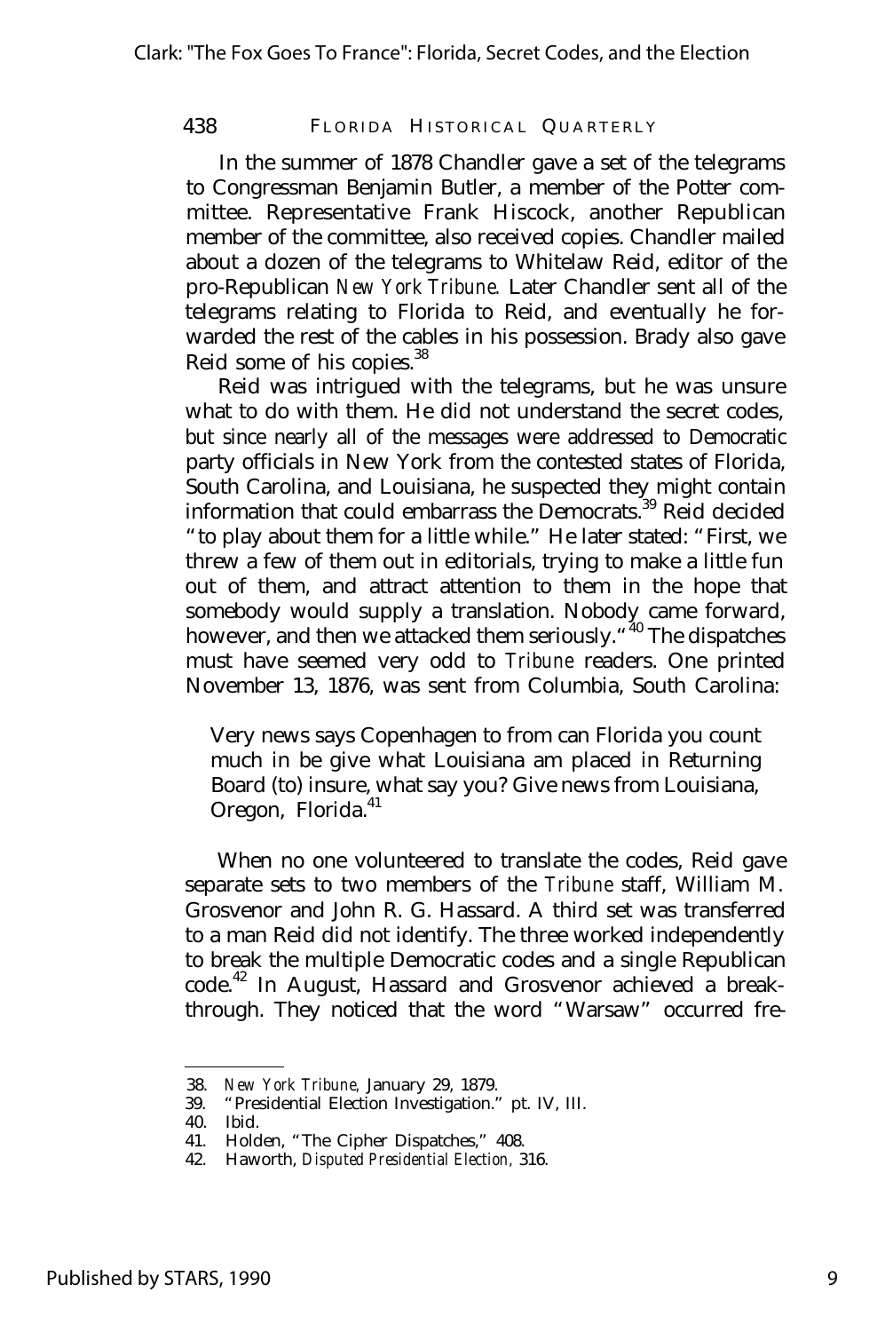In the summer of 1878 Chandler gave a set of the telegrams to Congressman Benjamin Butler, a member of the Potter committee. Representative Frank Hiscock, another Republican member of the committee, also received copies. Chandler mailed about a dozen of the telegrams to Whitelaw Reid, editor of the pro-Republican *New York Tribune.* Later Chandler sent all of the telegrams relating to Florida to Reid, and eventually he forwarded the rest of the cables in his possession. Brady also gave Reid some of his copies.[38]

Reid was intrigued with the telegrams, but he was unsure what to do with them. He did not understand the secret codes, but since nearly all of the messages were addressed to Democratic party officials in New York from the contested states of Florida, South Carolina, and Louisiana, he suspected they might contain information that could embarrass the Democrats.[39] Reid decided "to play about them for a little while." He later stated: "First, we threw a few of them out in editorials, trying to make a little fun out of them, and attract attention to them in the hope that somebody would supply a translation. Nobody came forward, however, and then we attacked them seriously."[40] The dispatches must have seemed very odd to *Tribune* readers. One printed November 13, 1876, was sent from Columbia, South Carolina:

> Very news says Copenhagen to from can Florida you count much in be give what Louisiana am placed in Returning Board (to) insure, what say you? Give news from Louisiana, Oregon, Florida.[41]

When no one volunteered to translate the codes, Reid gave separate sets to two members of the *Tribune* staff, William M. Grosvenor and John R. G. Hassard. A third set was transferred to a man Reid did not identify. The three worked independently to break the multiple Democratic codes and a single Republican code.[42] In August, Hassard and Grosvenor achieved a breakthrough. They noticed that the word "Warsaw" occurred fre-

---

38. *New York Tribune,* January 29, 1879.
39. "Presidential Election Investigation." pt. IV, III.
40. Ibid.
41. Holden, "The Cipher Dispatches," 408.
42. Haworth, *Disputed Presidential Election,* 316.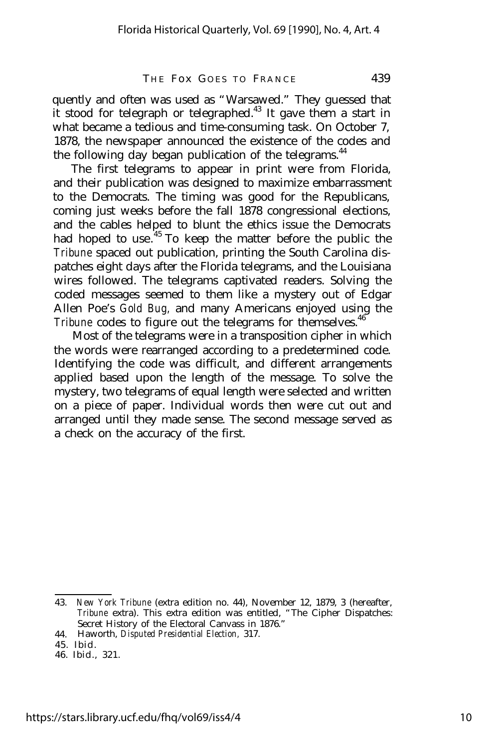quently and often was used as "Warsawed." They guessed that it stood for telegraph or telegraphed.[43] It gave them a start in what became a tedious and time-consuming task. On October 7, 1878, the newspaper announced the existence of the codes and the following day began publication of the telegrams.[44]

The first telegrams to appear in print were from Florida, and their publication was designed to maximize embarrassment to the Democrats. The timing was good for the Republicans, coming just weeks before the fall 1878 congressional elections, and the cables helped to blunt the ethics issue the Democrats had hoped to use.[45] To keep the matter before the public the *Tribune* spaced out publication, printing the South Carolina dispatches eight days after the Florida telegrams, and the Louisiana wires followed. The telegrams captivated readers. Solving the coded messages seemed to them like a mystery out of Edgar Allen Poe's *Gold Bug,* and many Americans enjoyed using the *Tribune* codes to figure out the telegrams for themselves.[46]

Most of the telegrams were in a transposition cipher in which the words were rearranged according to a predetermined code. Identifying the code was difficult, and different arrangements applied based upon the length of the message. To solve the mystery, two telegrams of equal length were selected and written on a piece of paper. Individual words then were cut out and arranged until they made sense. The second message served as a check on the accuracy of the first.

---

43. *New York Tribune* (extra edition no. 44), November 12, 1879, 3 (hereafter, *Tribune* extra). This extra edition was entitled, "The Cipher Dispatches: Secret History of the Electoral Canvass in 1876."

44. Haworth, *Disputed Presidential Election,* 317.

45. Ibid.

46. Ibid., 321.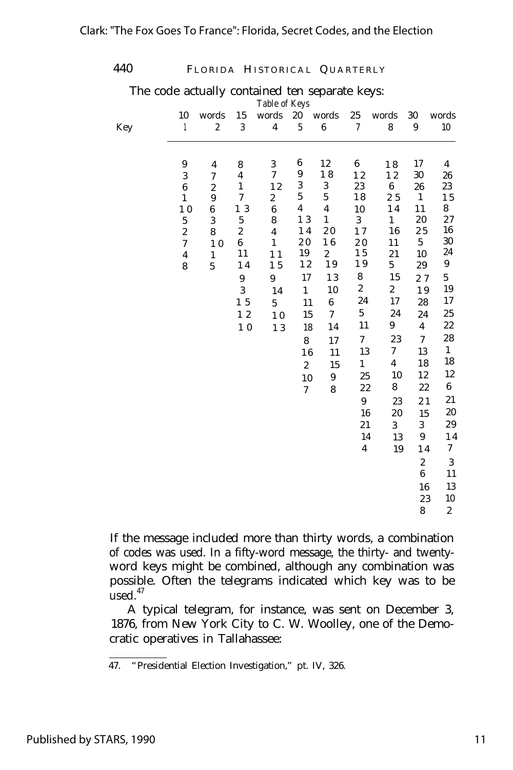The code actually contained ten separate keys:

*Table of Keys*

| Key | 10 | words | 15 | words | 20 | words | 25 | words | 30 | words |
|---|---|---|---|---|---|---|---|---|---|---|
| | 1 | 2 | 3 | 4 | 5 | 6 | 7 | 8 | 9 | 10 |
| | 9 | 4 | 8 | 3 | 6 | 12 | 6 | 18 | 17 | 4 |
| | 3 | 7 | 4 | 7 | 9 | 18 | 12 | 12 | 30 | 26 |
| | 6 | 2 | 1 | 12 | 3 | 3 | 23 | 6 | 26 | 23 |
| | 1 | 9 | 7 | 2 | 5 | 5 | 18 | 25 | 1 | 15 |
| | 10 | 6 | 13 | 6 | 4 | 4 | 10 | 14 | 11 | 8 |
| | 5 | 3 | 5 | 8 | 13 | 1 | 3 | 1 | 20 | 27 |
| | 2 | 8 | 2 | 4 | 14 | 20 | 17 | 16 | 25 | 16 |
| | 7 | 10 | 6 | 1 | 20 | 16 | 20 | 11 | 5 | 30 |
| | 4 | 1 | 11 | 11 | 19 | 2 | 15 | 21 | 10 | 24 |
| | 8 | 5 | 14 | 15 | 12 | 19 | 19 | 5 | 29 | 9 |
| | | | 9 | 9 | 17 | 13 | 8 | 15 | 27 | 5 |
| | | | 3 | 14 | 1 | 10 | 2 | 2 | 19 | 19 |
| | | | 15 | 5 | 11 | 6 | 24 | 17 | 28 | 17 |
| | | | 12 | 10 | 15 | 7 | 5 | 24 | 24 | 25 |
| | | | 10 | 13 | 18 | 14 | 11 | 9 | 4 | 22 |
| | | | | | 8 | 17 | 7 | 23 | 7 | 28 |
| | | | | | 16 | 11 | 13 | 7 | 13 | 1 |
| | | | | | 2 | 15 | 1 | 4 | 18 | 18 |
| | | | | | 10 | 9 | 25 | 10 | 12 | 12 |
| | | | | | 7 | 8 | 22 | 8 | 22 | 6 |
| | | | | | | | 9 | 23 | 21 | 21 |
| | | | | | | | 16 | 20 | 15 | 20 |
| | | | | | | | 21 | 3 | 3 | 29 |
| | | | | | | | 14 | 13 | 9 | 14 |
| | | | | | | | 4 | 19 | 14 | 7 |
| | | | | | | | | | 2 | 3 |
| | | | | | | | | | 6 | 11 |
| | | | | | | | | | 16 | 13 |
| | | | | | | | | | 23 | 10 |
| | | | | | | | | | 8 | 2 |

If the message included more than thirty words, a combination of codes was used. In a fifty-word message, the thirty- and twenty-word keys might be combined, although any combination was possible. Often the telegrams indicated which key was to be used.[47]

A typical telegram, for instance, was sent on December 3, 1876, from New York City to C. W. Woolley, one of the Democratic operatives in Tallahassee:

47. "Presidential Election Investigation," pt. IV, 326.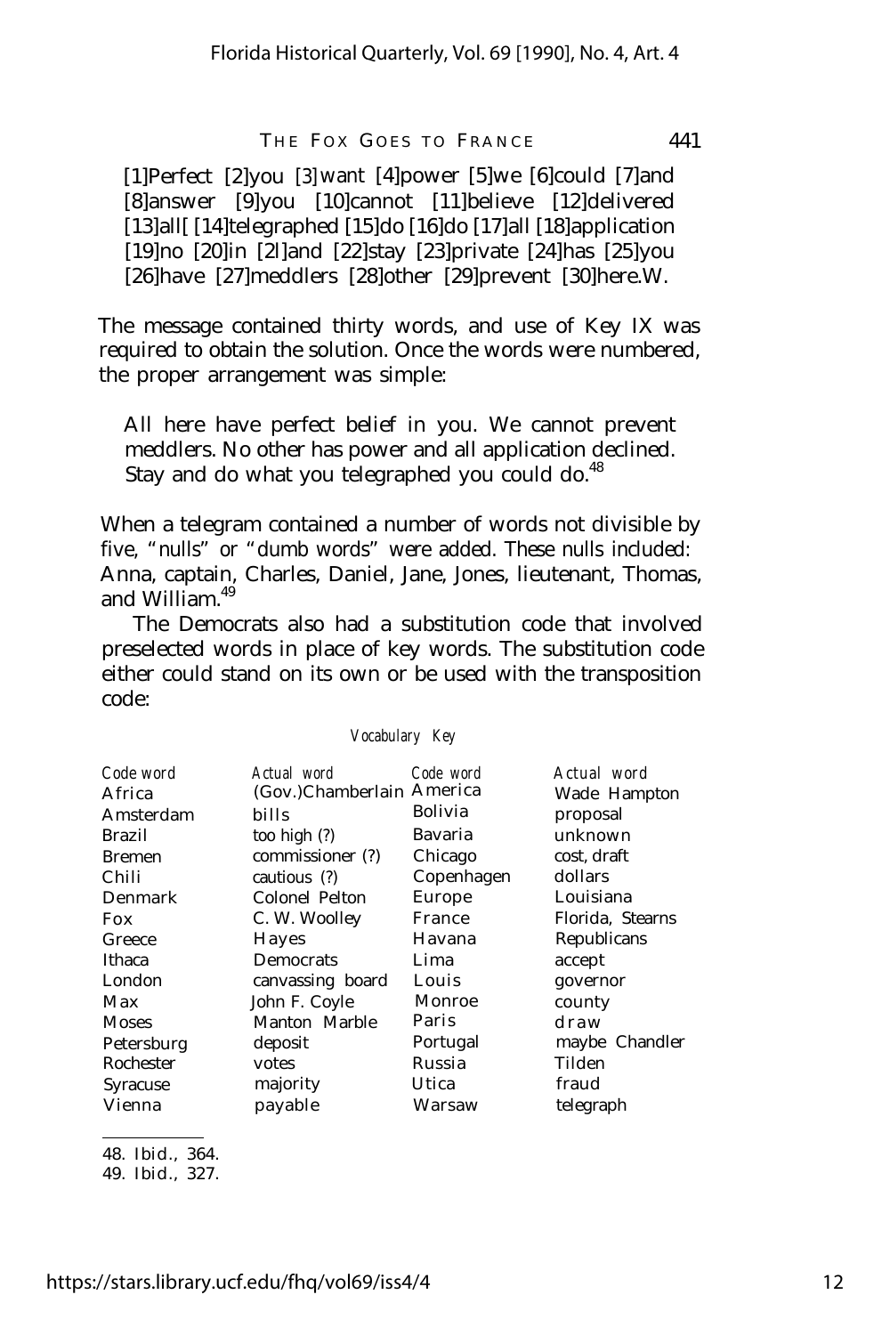[1]Perfect [2]you [3]want [4]power [5]we [6]could [7]and [8]answer [9]you [10]cannot [11]believe [12]delivered [13]all[ [14]telegraphed [15]do [16]do [17]all [18]application [19]no [20]in [2l]and [22]stay [23]private [24]has [25]you [26]have [27]meddlers [28]other [29]prevent [30]here.W.

The message contained thirty words, and use of Key IX was required to obtain the solution. Once the words were numbered, the proper arrangement was simple:

> All here have perfect belief in you. We cannot prevent meddlers. No other has power and all application declined. Stay and do what you telegraphed you could do.[48]

When a telegram contained a number of words not divisible by five, "nulls" or "dumb words" were added. These nulls included: Anna, captain, Charles, Daniel, Jane, Jones, lieutenant, Thomas, and William.[49]

The Democrats also had a substitution code that involved preselected words in place of key words. The substitution code either could stand on its own or be used with the transposition code:

*Vocabulary Key*

| Code word | Actual word | Code word | Actual word |
|---|---|---|---|
| Africa | (Gov.)Chamberlain | America | Wade Hampton |
| Amsterdam | bills | Bolivia | proposal |
| Brazil | too high (?) | Bavaria | unknown |
| Bremen | commissioner (?) | Chicago | cost, draft |
| Chili | cautious (?) | Copenhagen | dollars |
| Denmark | Colonel Pelton | Europe | Louisiana |
| Fox | C. W. Woolley | France | Florida, Stearns |
| Greece | Hayes | Havana | Republicans |
| Ithaca | Democrats | Lima | accept |
| London | canvassing board | Louis | governor |
| Max | John F. Coyle | Monroe | county |
| Moses | Manton Marble | Paris | draw |
| Petersburg | deposit | Portugal | maybe Chandler |
| Rochester | votes | Russia | Tilden |
| Syracuse | majority | Utica | fraud |
| Vienna | payable | Warsaw | telegraph |

48. Ibid., 364.

49. Ibid., 327.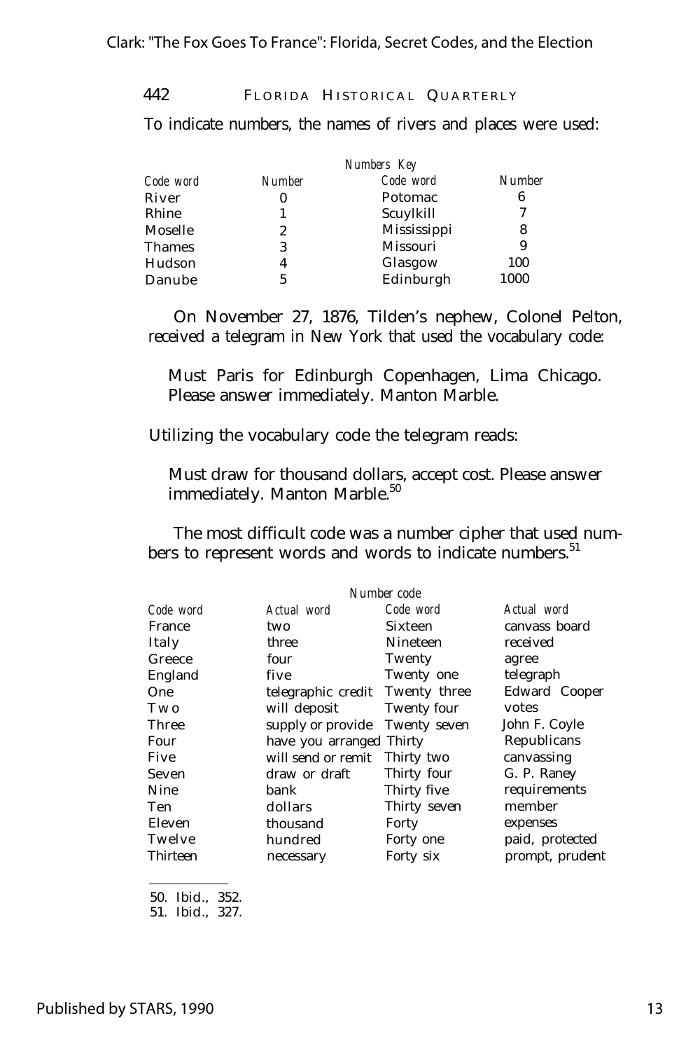To indicate numbers, the names of rivers and places were used:

*Numbers Key*

| Code word | Number | Code word | Number |
|---|---|---|---|
| River | 0 | Potomac | 6 |
| Rhine | 1 | Scuylkill | 7 |
| Moselle | 2 | Mississippi | 8 |
| Thames | 3 | Missouri | 9 |
| Hudson | 4 | Glasgow | 100 |
| Danube | 5 | Edinburgh | 1000 |

On November 27, 1876, Tilden's nephew, Colonel Pelton, received a telegram in New York that used the vocabulary code:

> Must Paris for Edinburgh Copenhagen, Lima Chicago. Please answer immediately. Manton Marble.

Utilizing the vocabulary code the telegram reads:

> Must draw for thousand dollars, accept cost. Please answer immediately. Manton Marble.[50]

The most difficult code was a number cipher that used numbers to represent words and words to indicate numbers.[51]

*Number code*

| Code word | Actual word | Code word | Actual word |
|---|---|---|---|
| France | two | Sixteen | canvass board |
| Italy | three | Nineteen | received |
| Greece | four | Twenty | agree |
| England | five | Twenty one | telegraph |
| One | telegraphic credit | Twenty three | Edward Cooper |
| Two | will deposit | Twenty four | votes |
| Three | supply or provide | Twenty seven | John F. Coyle |
| Four | have you arranged | Thirty | Republicans |
| Five | will send or remit | Thirty two | canvassing |
| Seven | draw or draft | Thirty four | G. P. Raney |
| Nine | bank | Thirty five | requirements |
| Ten | dollars | Thirty seven | member |
| Eleven | thousand | Forty | expenses |
| Twelve | hundred | Forty one | paid, protected |
| Thirteen | necessary | Forty six | prompt, prudent |

---

50. Ibid., 352.
51. Ibid., 327.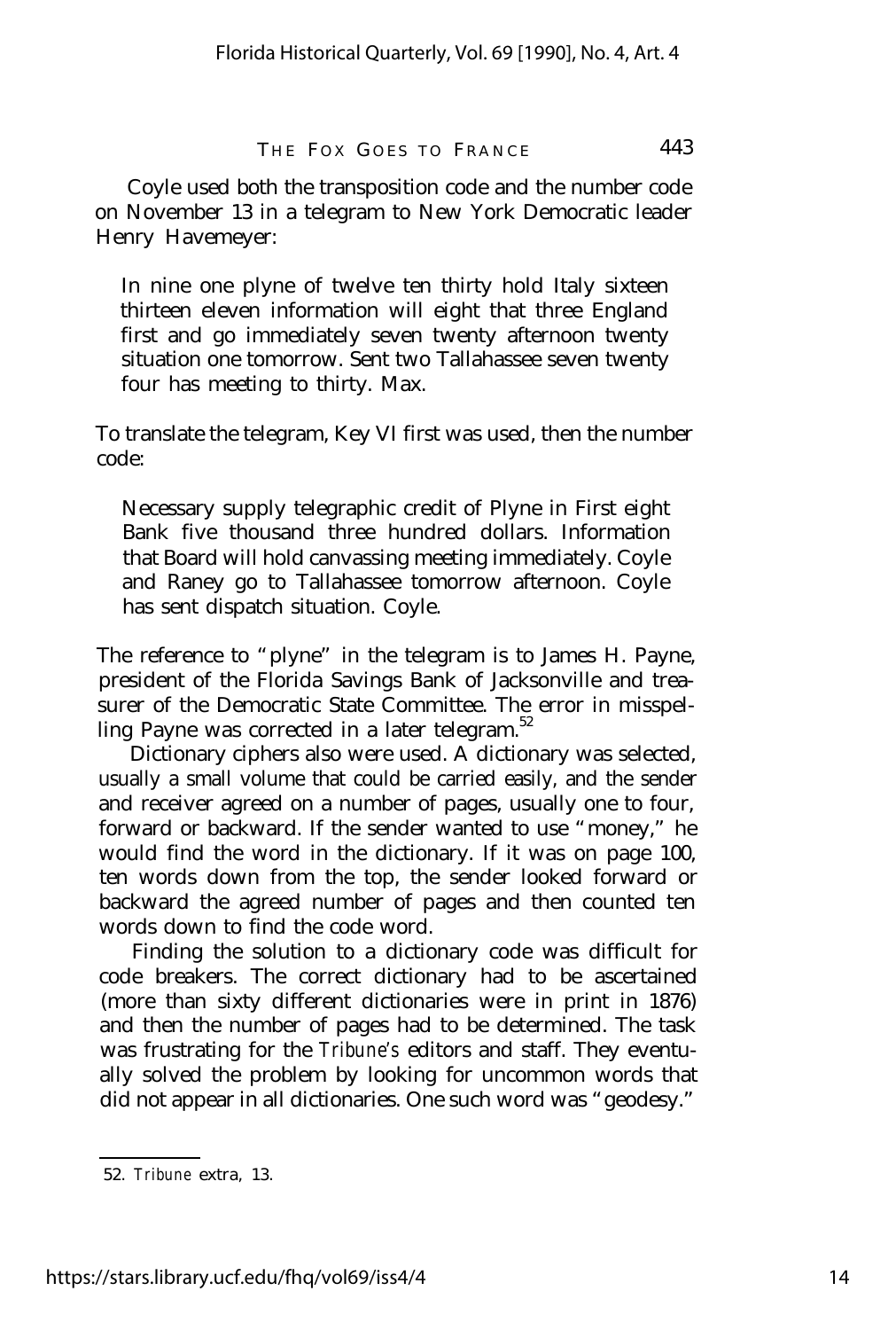Coyle used both the transposition code and the number code on November 13 in a telegram to New York Democratic leader Henry Havemeyer:

> In nine one plyne of twelve ten thirty hold Italy sixteen thirteen eleven information will eight that three England first and go immediately seven twenty afternoon twenty situation one tomorrow. Sent two Tallahassee seven twenty four has meeting to thirty. Max.

To translate the telegram, Key VI first was used, then the number code:

> Necessary supply telegraphic credit of Plyne in First eight Bank five thousand three hundred dollars. Information that Board will hold canvassing meeting immediately. Coyle and Raney go to Tallahassee tomorrow afternoon. Coyle has sent dispatch situation. Coyle.

The reference to "plyne" in the telegram is to James H. Payne, president of the Florida Savings Bank of Jacksonville and treasurer of the Democratic State Committee. The error in misspelling Payne was corrected in a later telegram.[52]

Dictionary ciphers also were used. A dictionary was selected, usually a small volume that could be carried easily, and the sender and receiver agreed on a number of pages, usually one to four, forward or backward. If the sender wanted to use "money," he would find the word in the dictionary. If it was on page 100, ten words down from the top, the sender looked forward or backward the agreed number of pages and then counted ten words down to find the code word.

Finding the solution to a dictionary code was difficult for code breakers. The correct dictionary had to be ascertained (more than sixty different dictionaries were in print in 1876) and then the number of pages had to be determined. The task was frustrating for the *Tribune's* editors and staff. They eventually solved the problem by looking for uncommon words that did not appear in all dictionaries. One such word was "geodesy."

---

52. *Tribune* extra, 13.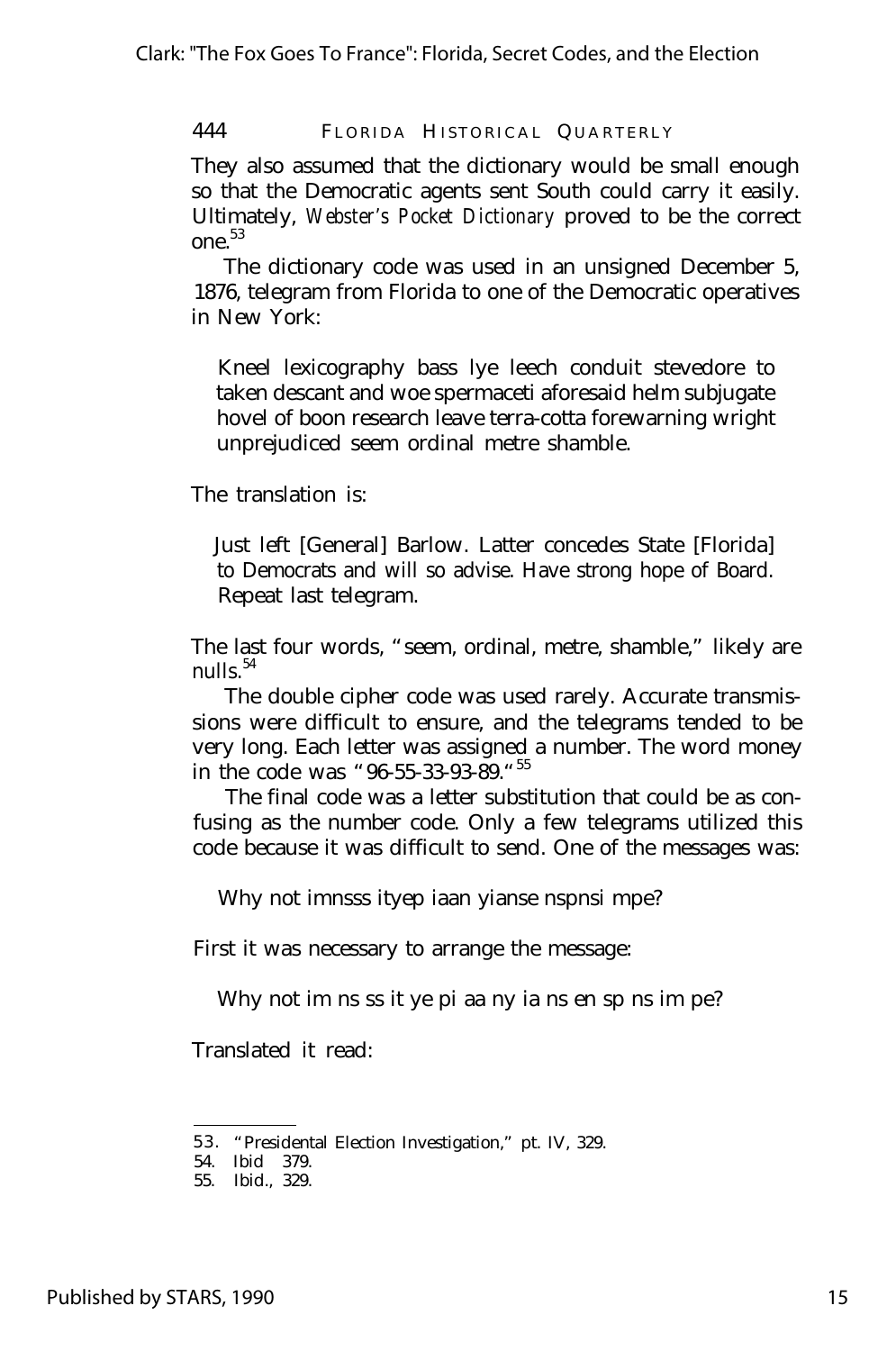They also assumed that the dictionary would be small enough so that the Democratic agents sent South could carry it easily. Ultimately, *Webster's Pocket Dictionary* proved to be the correct one.[53]

The dictionary code was used in an unsigned December 5, 1876, telegram from Florida to one of the Democratic operatives in New York:

> Kneel lexicography bass lye leech conduit stevedore to taken descant and woe spermaceti aforesaid helm subjugate hovel of boon research leave terra-cotta forewarning wright unprejudiced seem ordinal metre shamble.

The translation is:

> Just left [General] Barlow. Latter concedes State [Florida] to Democrats and will so advise. Have strong hope of Board. Repeat last telegram.

The last four words, "seem, ordinal, metre, shamble," likely are nulls.[54]

The double cipher code was used rarely. Accurate transmissions were difficult to ensure, and the telegrams tended to be very long. Each letter was assigned a number. The word money in the code was "96-55-33-93-89."[55]

The final code was a letter substitution that could be as confusing as the number code. Only a few telegrams utilized this code because it was difficult to send. One of the messages was:

> Why not imnsss ityep iaan yianse nspnsi mpe?

First it was necessary to arrange the message:

> Why not im ns ss it ye pi aa ny ia ns en sp ns im pe?

Translated it read:

---

53. "Presidental Election Investigation," pt. IV, 329.
54. Ibid 379.
55. Ibid., 329.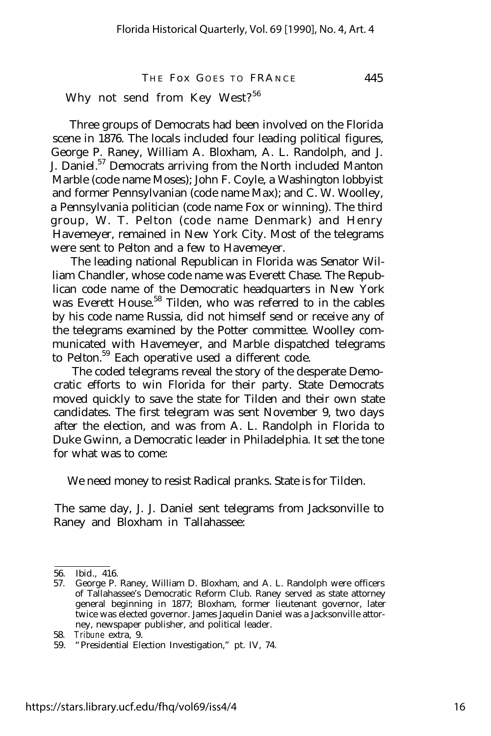Why not send from Key West?[56]

Three groups of Democrats had been involved on the Florida scene in 1876. The locals included four leading political figures, George P. Raney, William A. Bloxham, A. L. Randolph, and J. J. Daniel.[57] Democrats arriving from the North included Manton Marble (code name Moses); John F. Coyle, a Washington lobbyist and former Pennsylvanian (code name Max); and C. W. Woolley, a Pennsylvania politician (code name Fox or winning). The third group, W. T. Pelton (code name Denmark) and Henry Havemeyer, remained in New York City. Most of the telegrams were sent to Pelton and a few to Havemeyer.

The leading national Republican in Florida was Senator William Chandler, whose code name was Everett Chase. The Republican code name of the Democratic headquarters in New York was Everett House.[58] Tilden, who was referred to in the cables by his code name Russia, did not himself send or receive any of the telegrams examined by the Potter committee. Woolley communicated with Havemeyer, and Marble dispatched telegrams to Pelton.[59] Each operative used a different code.

The coded telegrams reveal the story of the desperate Democratic efforts to win Florida for their party. State Democrats moved quickly to save the state for Tilden and their own state candidates. The first telegram was sent November 9, two days after the election, and was from A. L. Randolph in Florida to Duke Gwinn, a Democratic leader in Philadelphia. It set the tone for what was to come:

> We need money to resist Radical pranks. State is for Tilden.

The same day, J. J. Daniel sent telegrams from Jacksonville to Raney and Bloxham in Tallahassee:

---

56. Ibid., 416.
57. George P. Raney, William D. Bloxham, and A. L. Randolph were officers of Tallahassee's Democratic Reform Club. Raney served as state attorney general beginning in 1877; Bloxham, former lieutenant governor, later twice was elected governor. James Jaquelin Daniel was a Jacksonville attorney, newspaper publisher, and political leader.
58. *Tribune* extra, 9.
59. "Presidential Election Investigation," pt. IV, 74.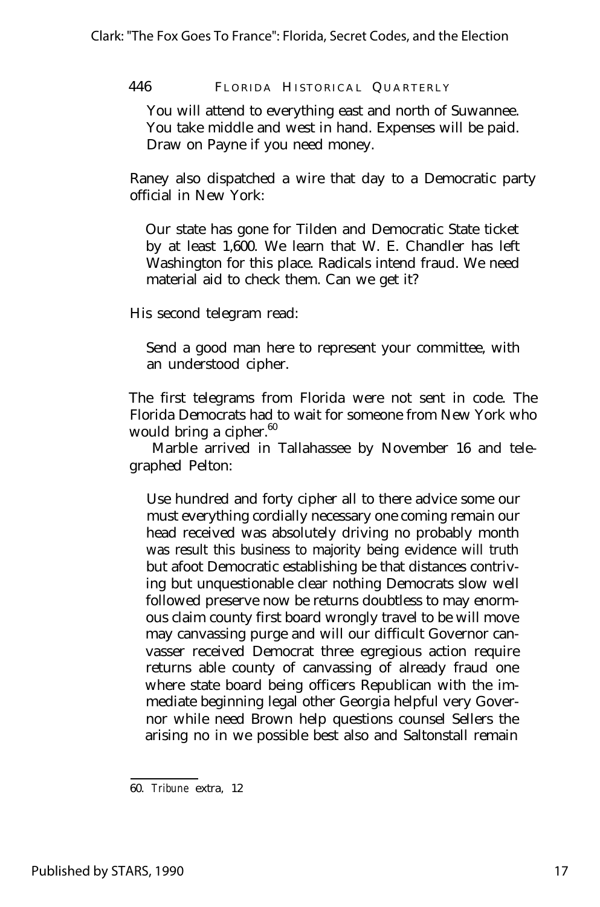You will attend to everything east and north of Suwannee. You take middle and west in hand. Expenses will be paid. Draw on Payne if you need money.

Raney also dispatched a wire that day to a Democratic party official in New York:

> Our state has gone for Tilden and Democratic State ticket by at least 1,600. We learn that W. E. Chandler has left Washington for this place. Radicals intend fraud. We need material aid to check them. Can we get it?

His second telegram read:

> Send a good man here to represent your committee, with an understood cipher.

The first telegrams from Florida were not sent in code. The Florida Democrats had to wait for someone from New York who would bring a cipher.[60]

Marble arrived in Tallahassee by November 16 and telegraphed Pelton:

> Use hundred and forty cipher all to there advice some our must everything cordially necessary one coming remain our head received was absolutely driving no probably month was result this business to majority being evidence will truth but afoot Democratic establishing be that distances contriving but unquestionable clear nothing Democrats slow well followed preserve now be returns doubtless to may enormous claim county first board wrongly travel to be will move may canvassing purge and will our difficult Governor canvasser received Democrat three egregious action require returns able county of canvassing of already fraud one where state board being officers Republican with the immediate beginning legal other Georgia helpful very Governor while need Brown help questions counsel Sellers the arising no in we possible best also and Saltonstall remain

60. *Tribune* extra, 12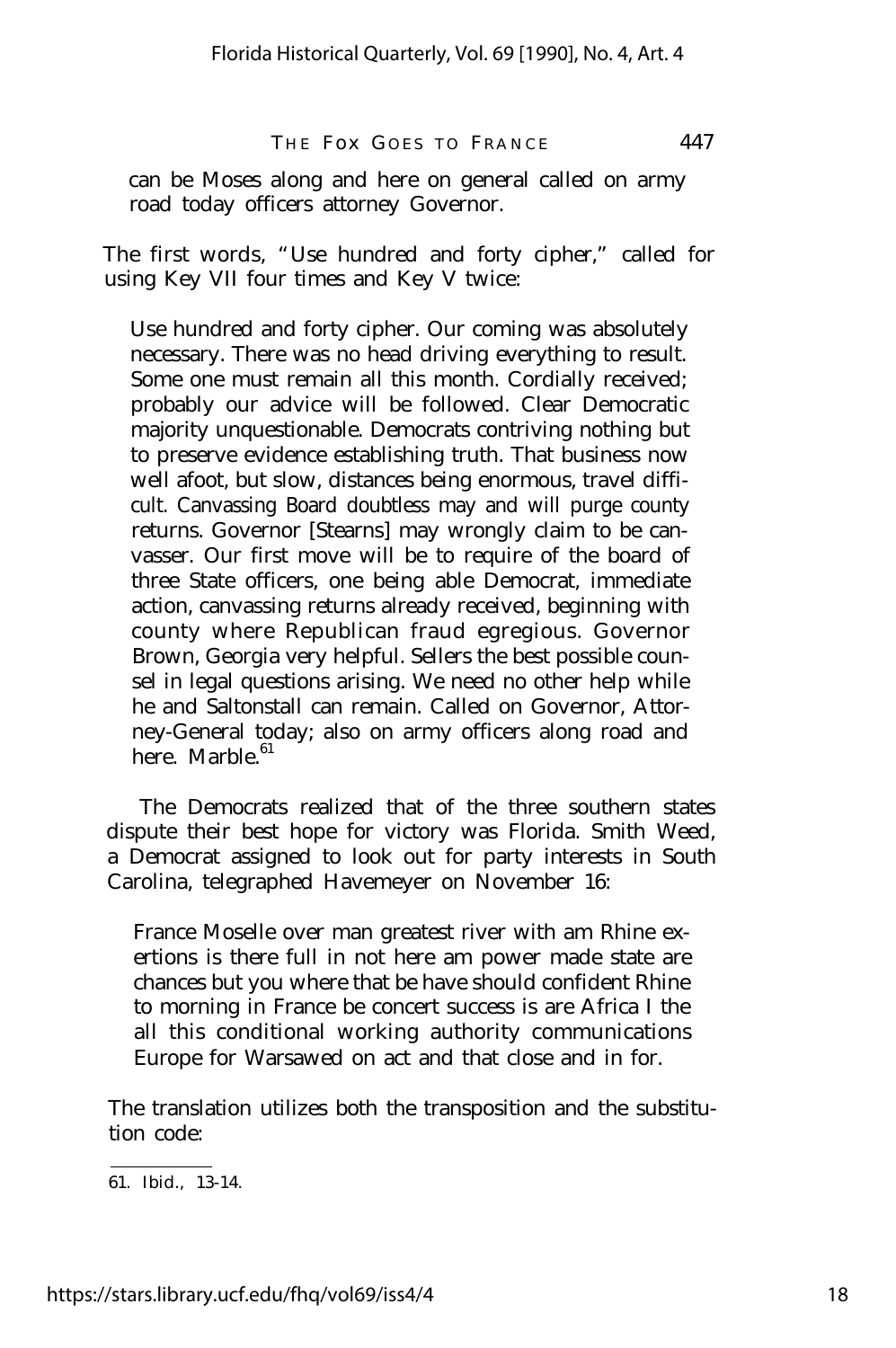> can be Moses along and here on general called on army road today officers attorney Governor.

The first words, "Use hundred and forty cipher," called for using Key VII four times and Key V twice:

> Use hundred and forty cipher. Our coming was absolutely necessary. There was no head driving everything to result. Some one must remain all this month. Cordially received; probably our advice will be followed. Clear Democratic majority unquestionable. Democrats contriving nothing but to preserve evidence establishing truth. That business now well afoot, but slow, distances being enormous, travel difficult. Canvassing Board doubtless may and will purge county returns. Governor [Stearns] may wrongly claim to be canvasser. Our first move will be to require of the board of three State officers, one being able Democrat, immediate action, canvassing returns already received, beginning with county where Republican fraud egregious. Governor Brown, Georgia very helpful. Sellers the best possible counsel in legal questions arising. We need no other help while he and Saltonstall can remain. Called on Governor, Attorney-General today; also on army officers along road and here. Marble.[61]

The Democrats realized that of the three southern states dispute their best hope for victory was Florida. Smith Weed, a Democrat assigned to look out for party interests in South Carolina, telegraphed Havemeyer on November 16:

> France Moselle over man greatest river with am Rhine exertions is there full in not here am power made state are chances but you where that be have should confident Rhine to morning in France be concert success is are Africa I the all this conditional working authority communications Europe for Warsawed on act and that close and in for.

The translation utilizes both the transposition and the substitution code:

---

61. Ibid., 13-14.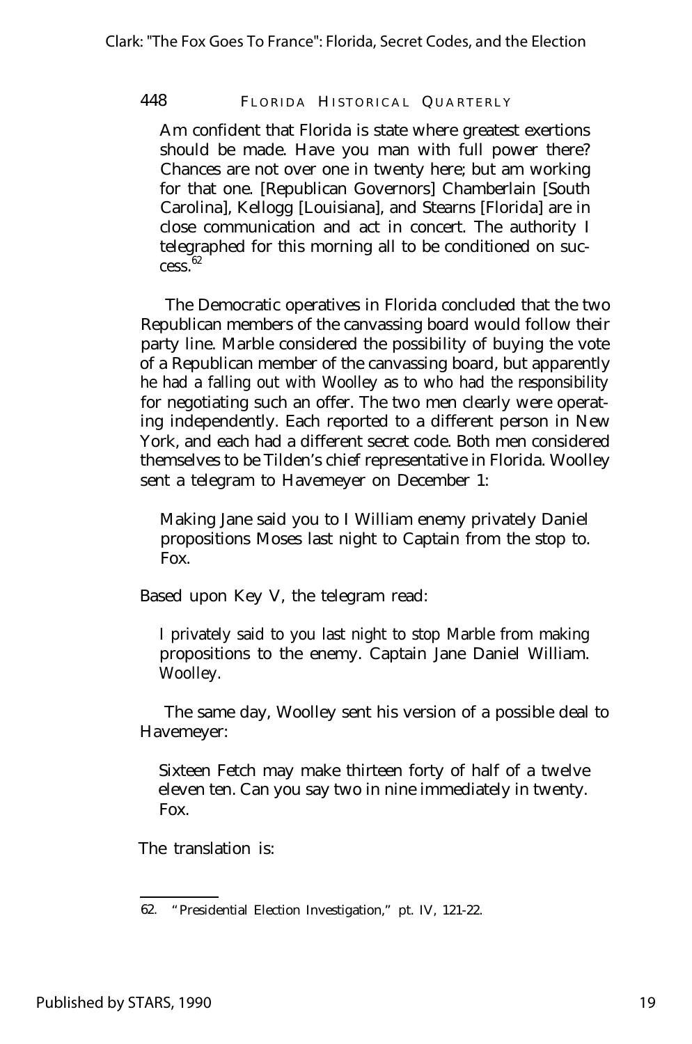Am confident that Florida is state where greatest exertions should be made. Have you man with full power there? Chances are not over one in twenty here; but am working for that one. [Republican Governors] Chamberlain [South Carolina], Kellogg [Louisiana], and Stearns [Florida] are in close communication and act in concert. The authority I telegraphed for this morning all to be conditioned on success.[62]

The Democratic operatives in Florida concluded that the two Republican members of the canvassing board would follow their party line. Marble considered the possibility of buying the vote of a Republican member of the canvassing board, but apparently he had a falling out with Woolley as to who had the responsibility for negotiating such an offer. The two men clearly were operating independently. Each reported to a different person in New York, and each had a different secret code. Both men considered themselves to be Tilden's chief representative in Florida. Woolley sent a telegram to Havemeyer on December 1:

> Making Jane said you to I William enemy privately Daniel propositions Moses last night to Captain from the stop to. Fox.

Based upon Key V, the telegram read:

> I privately said to you last night to stop Marble from making propositions to the enemy. Captain Jane Daniel William. Woolley.

The same day, Woolley sent his version of a possible deal to Havemeyer:

> Sixteen Fetch may make thirteen forty of half of a twelve eleven ten. Can you say two in nine immediately in twenty. Fox.

The translation is:

62. "Presidential Election Investigation," pt. IV, 121-22.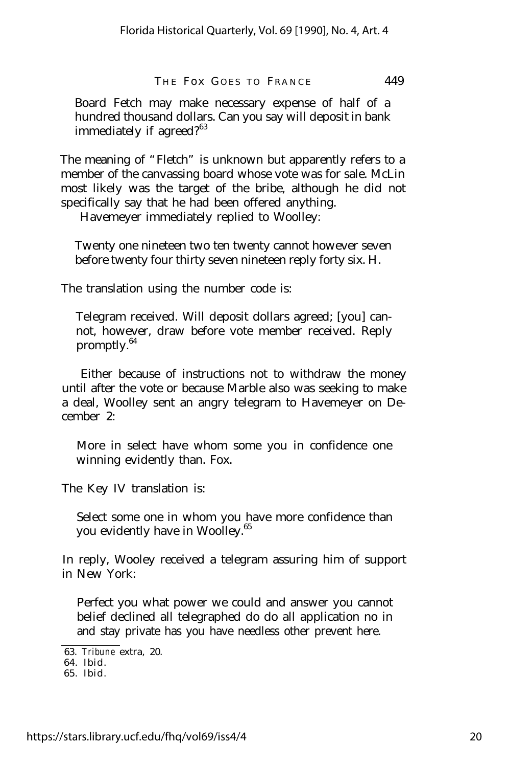Board Fetch may make necessary expense of half of a hundred thousand dollars. Can you say will deposit in bank immediately if agreed?[63]

The meaning of "Fletch" is unknown but apparently refers to a member of the canvassing board whose vote was for sale. McLin most likely was the target of the bribe, although he did not specifically say that he had been offered anything.

Havemeyer immediately replied to Woolley:

> Twenty one nineteen two ten twenty cannot however seven before twenty four thirty seven nineteen reply forty six. H.

The translation using the number code is:

> Telegram received. Will deposit dollars agreed; [you] cannot, however, draw before vote member received. Reply promptly.[64]

Either because of instructions not to withdraw the money until after the vote or because Marble also was seeking to make a deal, Woolley sent an angry telegram to Havemeyer on December 2:

> More in select have whom some you in confidence one winning evidently than. Fox.

The Key IV translation is:

> Select some one in whom you have more confidence than you evidently have in Woolley.[65]

In reply, Wooley received a telegram assuring him of support in New York:

> Perfect you what power we could and answer you cannot belief declined all telegraphed do do all application no in and stay private has you have needless other prevent here.

63. *Tribune* extra, 20.

64. Ibid.

65. Ibid.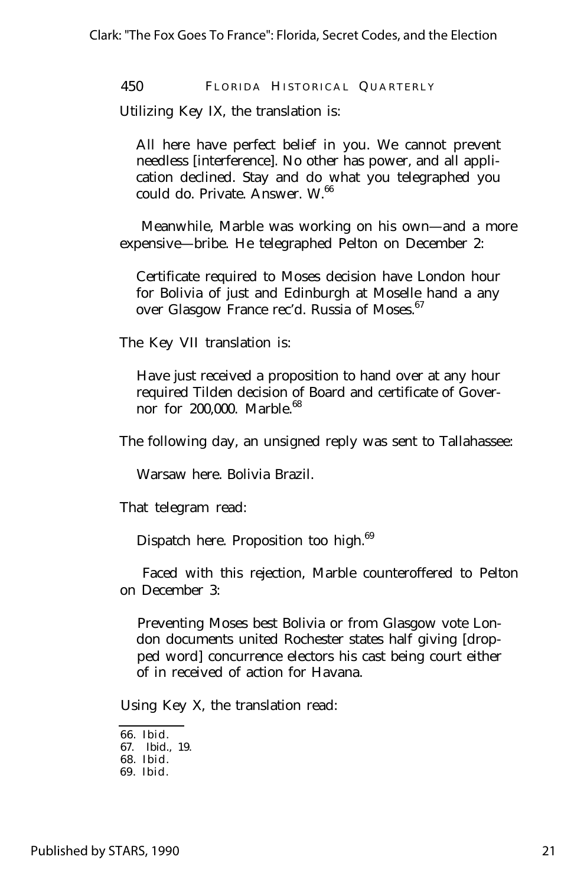Utilizing Key IX, the translation is:

> All here have perfect belief in you. We cannot prevent needless [interference]. No other has power, and all application declined. Stay and do what you telegraphed you could do. Private. Answer. W.[66]

Meanwhile, Marble was working on his own—and a more expensive—bribe. He telegraphed Pelton on December 2:

> Certificate required to Moses decision have London hour for Bolivia of just and Edinburgh at Moselle hand a any over Glasgow France rec'd. Russia of Moses.[67]

The Key VII translation is:

> Have just received a proposition to hand over at any hour required Tilden decision of Board and certificate of Governor for 200,000. Marble.[68]

The following day, an unsigned reply was sent to Tallahassee:

> Warsaw here. Bolivia Brazil.

That telegram read:

> Dispatch here. Proposition too high.[69]

Faced with this rejection, Marble counteroffered to Pelton on December 3:

> Preventing Moses best Bolivia or from Glasgow vote London documents united Rochester states half giving [dropped word] concurrence electors his cast being court either of in received of action for Havana.

Using Key X, the translation read:

---

66. Ibid.
67. Ibid., 19.
68. Ibid.
69. Ibid.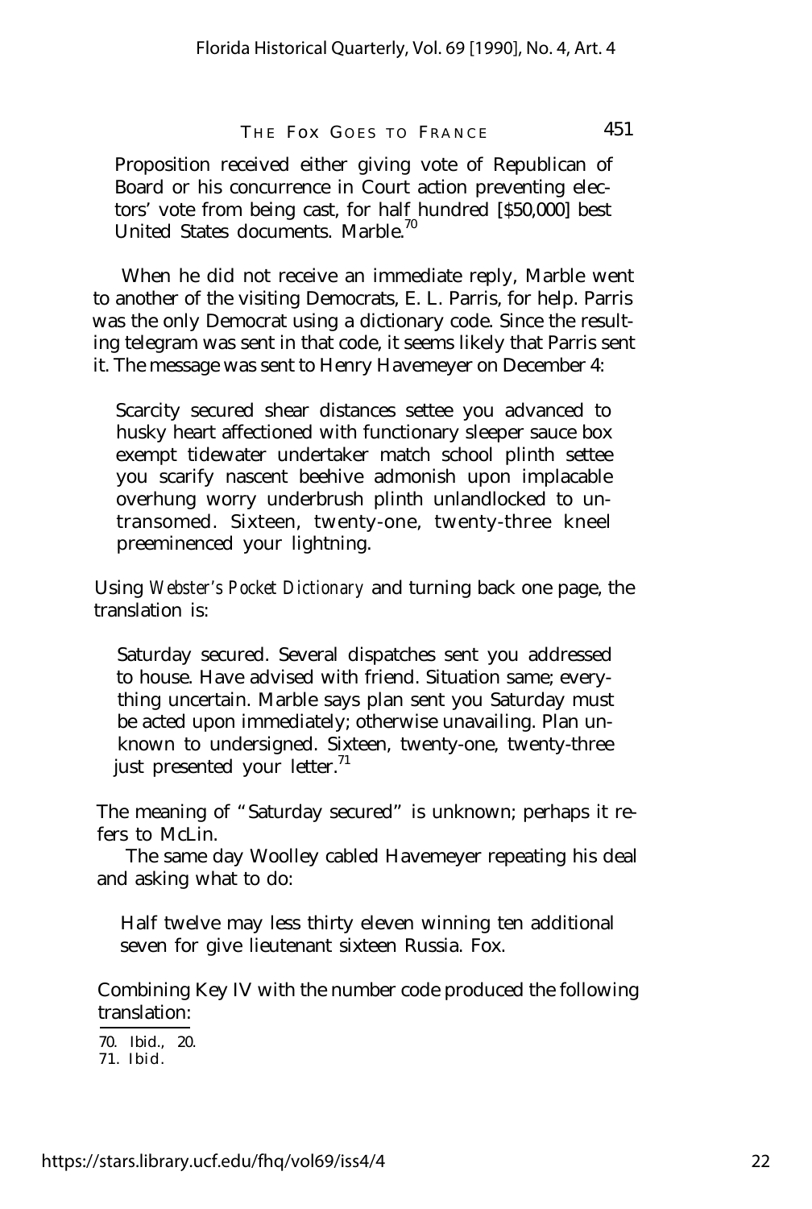Proposition received either giving vote of Republican of Board or his concurrence in Court action preventing electors' vote from being cast, for half hundred [$50,000] best United States documents. Marble.[70]

When he did not receive an immediate reply, Marble went to another of the visiting Democrats, E. L. Parris, for help. Parris was the only Democrat using a dictionary code. Since the resulting telegram was sent in that code, it seems likely that Parris sent it. The message was sent to Henry Havemeyer on December 4:

> Scarcity secured shear distances settee you advanced to husky heart affectioned with functionary sleeper sauce box exempt tidewater undertaker match school plinth settee you scarify nascent beehive admonish upon implacable overhung worry underbrush plinth unlandlocked to untransomed. Sixteen, twenty-one, twenty-three kneel preeminenced your lightning.

Using *Webster's Pocket Dictionary* and turning back one page, the translation is:

> Saturday secured. Several dispatches sent you addressed to house. Have advised with friend. Situation same; everything uncertain. Marble says plan sent you Saturday must be acted upon immediately; otherwise unavailing. Plan unknown to undersigned. Sixteen, twenty-one, twenty-three just presented your letter.[71]

The meaning of "Saturday secured" is unknown; perhaps it refers to McLin.

The same day Woolley cabled Havemeyer repeating his deal and asking what to do:

> Half twelve may less thirty eleven winning ten additional seven for give lieutenant sixteen Russia. Fox.

Combining Key IV with the number code produced the following translation:

---

70. Ibid., 20.
71. Ibid.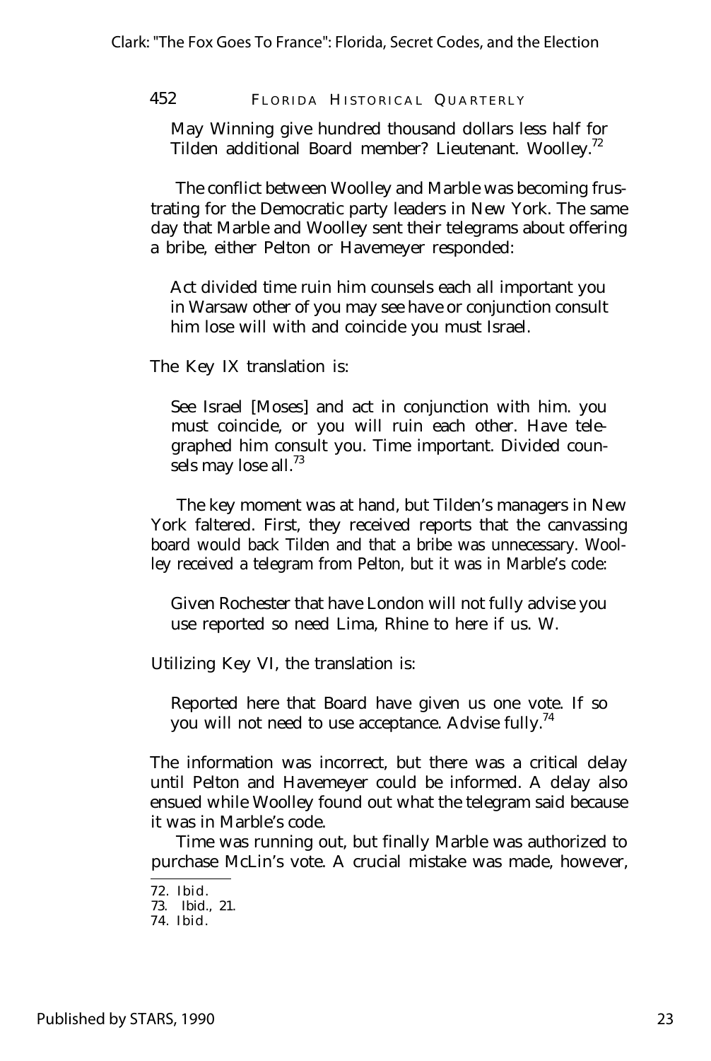May Winning give hundred thousand dollars less half for Tilden additional Board member? Lieutenant. Woolley.[72]

The conflict between Woolley and Marble was becoming frustrating for the Democratic party leaders in New York. The same day that Marble and Woolley sent their telegrams about offering a bribe, either Pelton or Havemeyer responded:

> Act divided time ruin him counsels each all important you in Warsaw other of you may see have or conjunction consult him lose will with and coincide you must Israel.

The Key IX translation is:

> See Israel [Moses] and act in conjunction with him. you must coincide, or you will ruin each other. Have telegraphed him consult you. Time important. Divided counsels may lose all.[73]

The key moment was at hand, but Tilden's managers in New York faltered. First, they received reports that the canvassing board would back Tilden and that a bribe was unnecessary. Woolley received a telegram from Pelton, but it was in Marble's code:

> Given Rochester that have London will not fully advise you use reported so need Lima, Rhine to here if us. W.

Utilizing Key VI, the translation is:

> Reported here that Board have given us one vote. If so you will not need to use acceptance. Advise fully.[74]

The information was incorrect, but there was a critical delay until Pelton and Havemeyer could be informed. A delay also ensued while Woolley found out what the telegram said because it was in Marble's code.

Time was running out, but finally Marble was authorized to purchase McLin's vote. A crucial mistake was made, however,

---

72. Ibid.
73. Ibid., 21.
74. Ibid.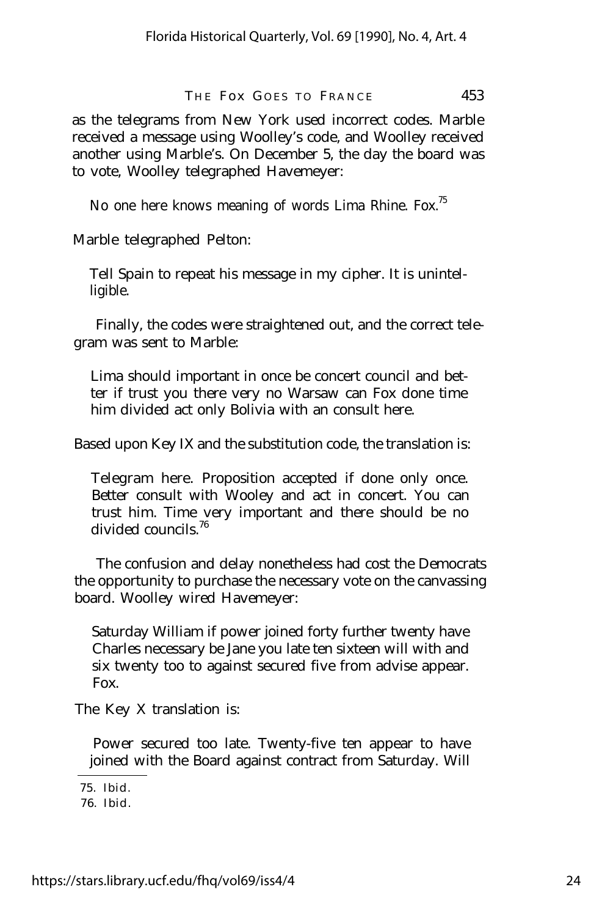as the telegrams from New York used incorrect codes. Marble received a message using Woolley's code, and Woolley received another using Marble's. On December 5, the day the board was to vote, Woolley telegraphed Havemeyer:

> No one here knows meaning of words Lima Rhine. Fox.[75]

Marble telegraphed Pelton:

> Tell Spain to repeat his message in my cipher. It is unintelligible.

Finally, the codes were straightened out, and the correct telegram was sent to Marble:

> Lima should important in once be concert council and better if trust you there very no Warsaw can Fox done time him divided act only Bolivia with an consult here.

Based upon Key IX and the substitution code, the translation is:

> Telegram here. Proposition accepted if done only once. Better consult with Wooley and act in concert. You can trust him. Time very important and there should be no divided councils.[76]

The confusion and delay nonetheless had cost the Democrats the opportunity to purchase the necessary vote on the canvassing board. Woolley wired Havemeyer:

> Saturday William if power joined forty further twenty have Charles necessary be Jane you late ten sixteen will with and six twenty too to against secured five from advise appear. Fox.

The Key X translation is:

> Power secured too late. Twenty-five ten appear to have joined with the Board against contract from Saturday. Will

---

75. Ibid.

76. Ibid.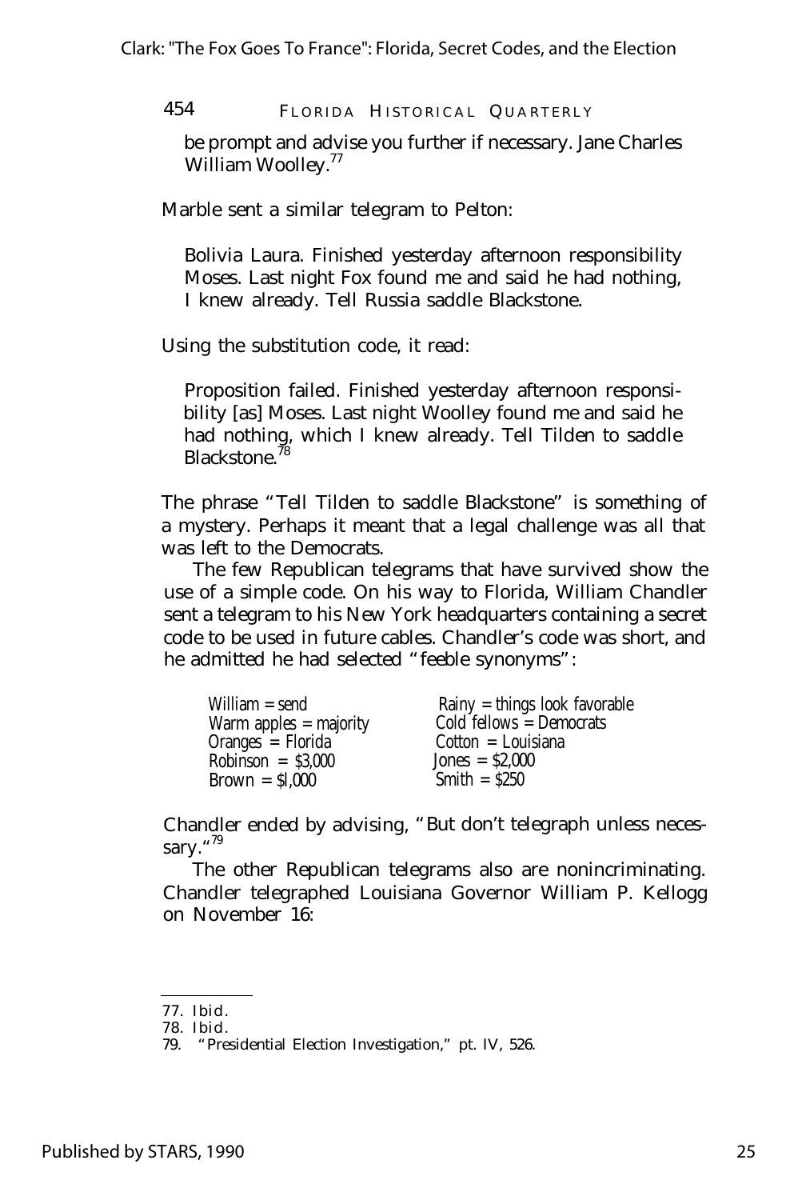be prompt and advise you further if necessary. Jane Charles William Woolley.[77]

Marble sent a similar telegram to Pelton:

> Bolivia Laura. Finished yesterday afternoon responsibility Moses. Last night Fox found me and said he had nothing, I knew already. Tell Russia saddle Blackstone.

Using the substitution code, it read:

> Proposition failed. Finished yesterday afternoon responsibility [as] Moses. Last night Woolley found me and said he had nothing, which I knew already. Tell Tilden to saddle Blackstone.[78]

The phrase "Tell Tilden to saddle Blackstone" is something of a mystery. Perhaps it meant that a legal challenge was all that was left to the Democrats.

The few Republican telegrams that have survived show the use of a simple code. On his way to Florida, William Chandler sent a telegram to his New York headquarters containing a secret code to be used in future cables. Chandler's code was short, and he admitted he had selected "feeble synonyms":

| | |
|---|---|
| William = send | Rainy = things look favorable |
| Warm apples = majority | Cold fellows = Democrats |
| Oranges = Florida | Cotton = Louisiana |
| Robinson = $3,000 | Jones = $2,000 |
| Brown = $l,000 | Smith = $250 |

Chandler ended by advising, "But don't telegraph unless necessary."[79]

The other Republican telegrams also are nonincriminating. Chandler telegraphed Louisiana Governor William P. Kellogg on November 16:

---

77. Ibid.
78. Ibid.
79. "Presidential Election Investigation," pt. IV, 526.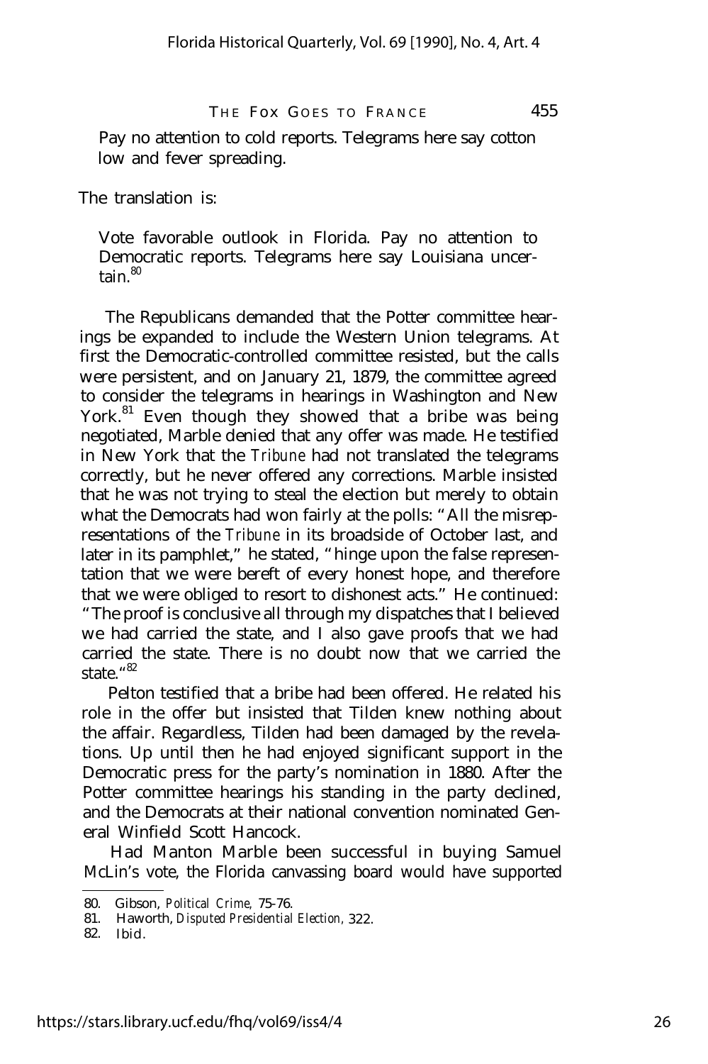Pay no attention to cold reports. Telegrams here say cotton low and fever spreading.

The translation is:

> Vote favorable outlook in Florida. Pay no attention to Democratic reports. Telegrams here say Louisiana uncertain.[80]

The Republicans demanded that the Potter committee hearings be expanded to include the Western Union telegrams. At first the Democratic-controlled committee resisted, but the calls were persistent, and on January 21, 1879, the committee agreed to consider the telegrams in hearings in Washington and New York.[81] Even though they showed that a bribe was being negotiated, Marble denied that any offer was made. He testified in New York that the *Tribune* had not translated the telegrams correctly, but he never offered any corrections. Marble insisted that he was not trying to steal the election but merely to obtain what the Democrats had won fairly at the polls: "All the misrepresentations of the *Tribune* in its broadside of October last, and later in its pamphlet," he stated, "hinge upon the false representation that we were bereft of every honest hope, and therefore that we were obliged to resort to dishonest acts." He continued: "The proof is conclusive all through my dispatches that I believed we had carried the state, and I also gave proofs that we had carried the state. There is no doubt now that we carried the state."[82]

Pelton testified that a bribe had been offered. He related his role in the offer but insisted that Tilden knew nothing about the affair. Regardless, Tilden had been damaged by the revelations. Up until then he had enjoyed significant support in the Democratic press for the party's nomination in 1880. After the Potter committee hearings his standing in the party declined, and the Democrats at their national convention nominated General Winfield Scott Hancock.

Had Manton Marble been successful in buying Samuel McLin's vote, the Florida canvassing board would have supported

---

80. Gibson, *Political Crime,* 75-76.
81. Haworth, *Disputed Presidential Election,* 322.
82. Ibid.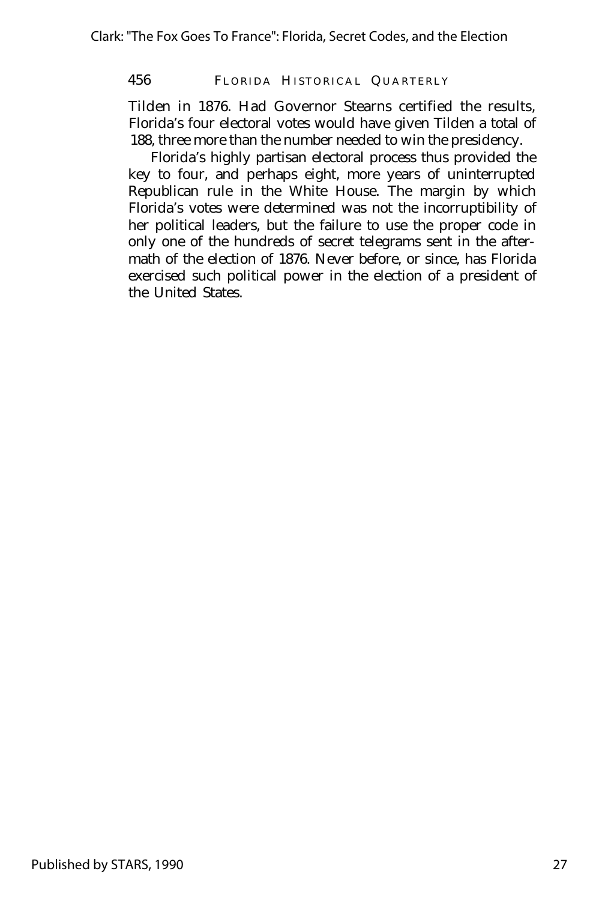Tilden in 1876. Had Governor Stearns certified the results, Florida's four electoral votes would have given Tilden a total of 188, three more than the number needed to win the presidency.

Florida's highly partisan electoral process thus provided the key to four, and perhaps eight, more years of uninterrupted Republican rule in the White House. The margin by which Florida's votes were determined was not the incorruptibility of her political leaders, but the failure to use the proper code in only one of the hundreds of secret telegrams sent in the aftermath of the election of 1876. Never before, or since, has Florida exercised such political power in the election of a president of the United States.